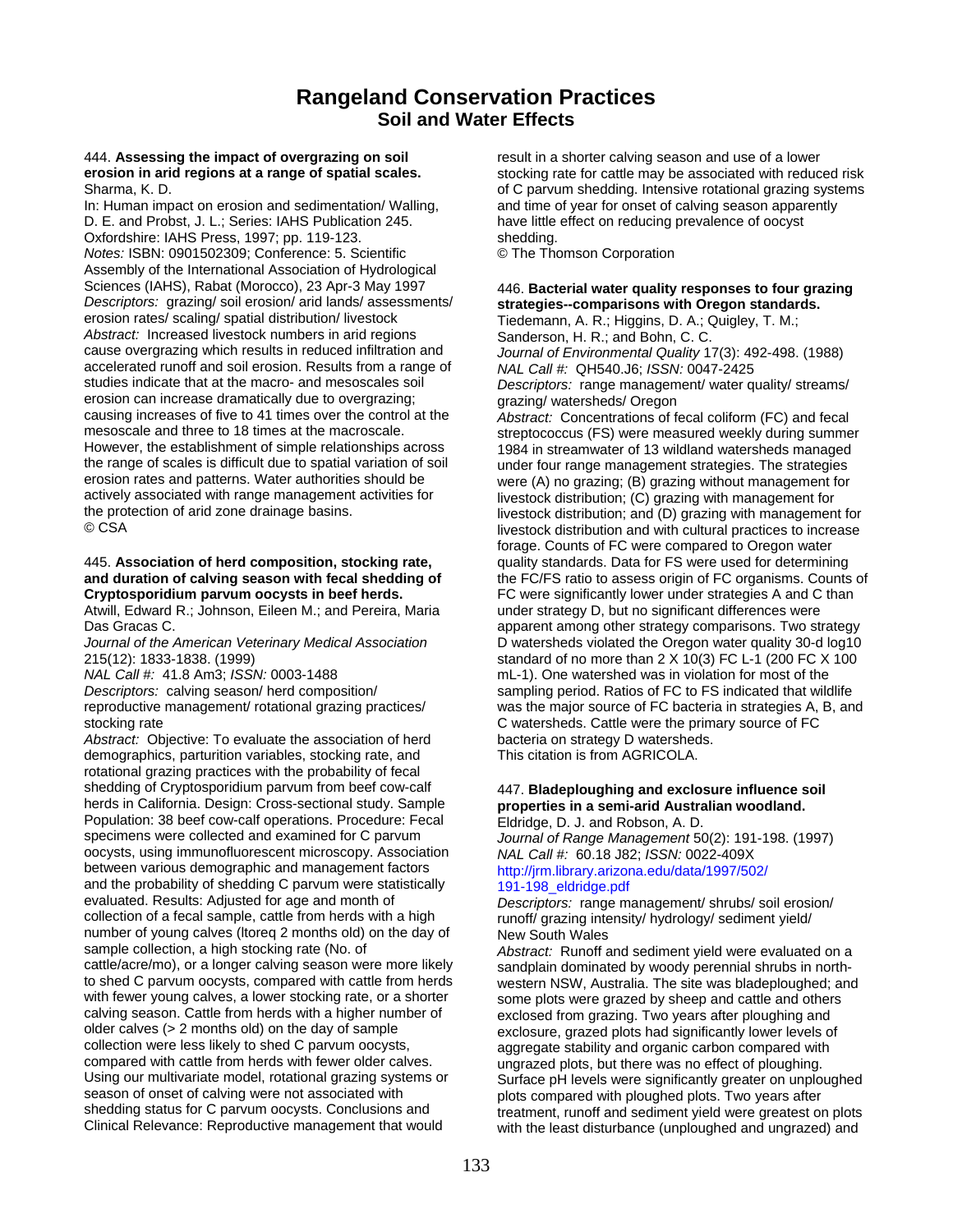# Rangeland Conservation Practices
## Soil and Water Effects

444. **Assessing the impact of overgrazing on soil erosion in arid regions at a range of spatial scales.**
Sharma, K. D.
In: Human impact on erosion and sedimentation/ Walling, D. E. and Probst, J. L.; Series: IAHS Publication 245. Oxfordshire: IAHS Press, 1997; pp. 119-123.
*Notes:* ISBN: 0901502309; Conference: 5. Scientific Assembly of the International Association of Hydrological Sciences (IAHS), Rabat (Morocco), 23 Apr-3 May 1997
*Descriptors:* grazing/ soil erosion/ arid lands/ assessments/ erosion rates/ scaling/ spatial distribution/ livestock
*Abstract:* Increased livestock numbers in arid regions cause overgrazing which results in reduced infiltration and accelerated runoff and soil erosion. Results from a range of studies indicate that at the macro- and mesoscales soil erosion can increase dramatically due to overgrazing; causing increases of five to 41 times over the control at the mesoscale and three to 18 times at the macroscale. However, the establishment of simple relationships across the range of scales is difficult due to spatial variation of soil erosion rates and patterns. Water authorities should be actively associated with range management activities for the protection of arid zone drainage basins.
© CSA

445. **Association of herd composition, stocking rate, and duration of calving season with fecal shedding of Cryptosporidium parvum oocysts in beef herds.**
Atwill, Edward R.; Johnson, Eileen M.; and Pereira, Maria Das Gracas C.
*Journal of the American Veterinary Medical Association* 215(12): 1833-1838. (1999)
*NAL Call #:* 41.8 Am3; *ISSN:* 0003-1488
*Descriptors:* calving season/ herd composition/ reproductive management/ rotational grazing practices/ stocking rate
*Abstract:* Objective: To evaluate the association of herd demographics, parturition variables, stocking rate, and rotational grazing practices with the probability of fecal shedding of Cryptosporidium parvum from beef cow-calf herds in California. Design: Cross-sectional study. Sample Population: 38 beef cow-calf operations. Procedure: Fecal specimens were collected and examined for C parvum oocysts, using immunofluorescent microscopy. Association between various demographic and management factors and the probability of shedding C parvum were statistically evaluated. Results: Adjusted for age and month of collection of a fecal sample, cattle from herds with a high number of young calves (ltoreq 2 months old) on the day of sample collection, a high stocking rate (No. of cattle/acre/mo), or a longer calving season were more likely to shed C parvum oocysts, compared with cattle from herds with fewer young calves, a lower stocking rate, or a shorter calving season. Cattle from herds with a higher number of older calves (> 2 months old) on the day of sample collection were less likely to shed C parvum oocysts, compared with cattle from herds with fewer older calves. Using our multivariate model, rotational grazing systems or season of onset of calving were not associated with shedding status for C parvum oocysts. Conclusions and Clinical Relevance: Reproductive management that would result in a shorter calving season and use of a lower stocking rate for cattle may be associated with reduced risk of C parvum shedding. Intensive rotational grazing systems and time of year for onset of calving season apparently have little effect on reducing prevalence of oocyst shedding.
© The Thomson Corporation

446. **Bacterial water quality responses to four grazing strategies--comparisons with Oregon standards.**
Tiedemann, A. R.; Higgins, D. A.; Quigley, T. M.; Sanderson, H. R.; and Bohn, C. C.
*Journal of Environmental Quality* 17(3): 492-498. (1988)
*NAL Call #:* QH540.J6; *ISSN:* 0047-2425
*Descriptors:* range management/ water quality/ streams/ grazing/ watersheds/ Oregon
*Abstract:* Concentrations of fecal coliform (FC) and fecal streptococcus (FS) were measured weekly during summer 1984 in streamwater of 13 wildland watersheds managed under four range management strategies. The strategies were (A) no grazing; (B) grazing without management for livestock distribution; (C) grazing with management for livestock distribution; and (D) grazing with management for livestock distribution and with cultural practices to increase forage. Counts of FC were compared to Oregon water quality standards. Data for FS were used for determining the FC/FS ratio to assess origin of FC organisms. Counts of FC were significantly lower under strategies A and C than under strategy D, but no significant differences were apparent among other strategy comparisons. Two strategy D watersheds violated the Oregon water quality 30-d log10 standard of no more than 2 X 10(3) FC L-1 (200 FC X 100 mL-1). One watershed was in violation for most of the sampling period. Ratios of FC to FS indicated that wildlife was the major source of FC bacteria in strategies A, B, and C watersheds. Cattle were the primary source of FC bacteria on strategy D watersheds.
This citation is from AGRICOLA.

447. **Bladeploughing and exclosure influence soil properties in a semi-arid Australian woodland.**
Eldridge, D. J. and Robson, A. D.
*Journal of Range Management* 50(2): 191-198. (1997)
*NAL Call #:* 60.18 J82; *ISSN:* 0022-409X
http://jrm.library.arizona.edu/data/1997/502/191-198_eldridge.pdf
*Descriptors:* range management/ shrubs/ soil erosion/ runoff/ grazing intensity/ hydrology/ sediment yield/ New South Wales
*Abstract:* Runoff and sediment yield were evaluated on a sandplain dominated by woody perennial shrubs in north-western NSW, Australia. The site was bladeploughed; and some plots were grazed by sheep and cattle and others exclosed from grazing. Two years after ploughing and exclosure, grazed plots had significantly lower levels of aggregate stability and organic carbon compared with ungrazed plots, but there was no effect of ploughing. Surface pH levels were significantly greater on unploughed plots compared with ploughed plots. Two years after treatment, runoff and sediment yield were greatest on plots with the least disturbance (unploughed and ungrazed) and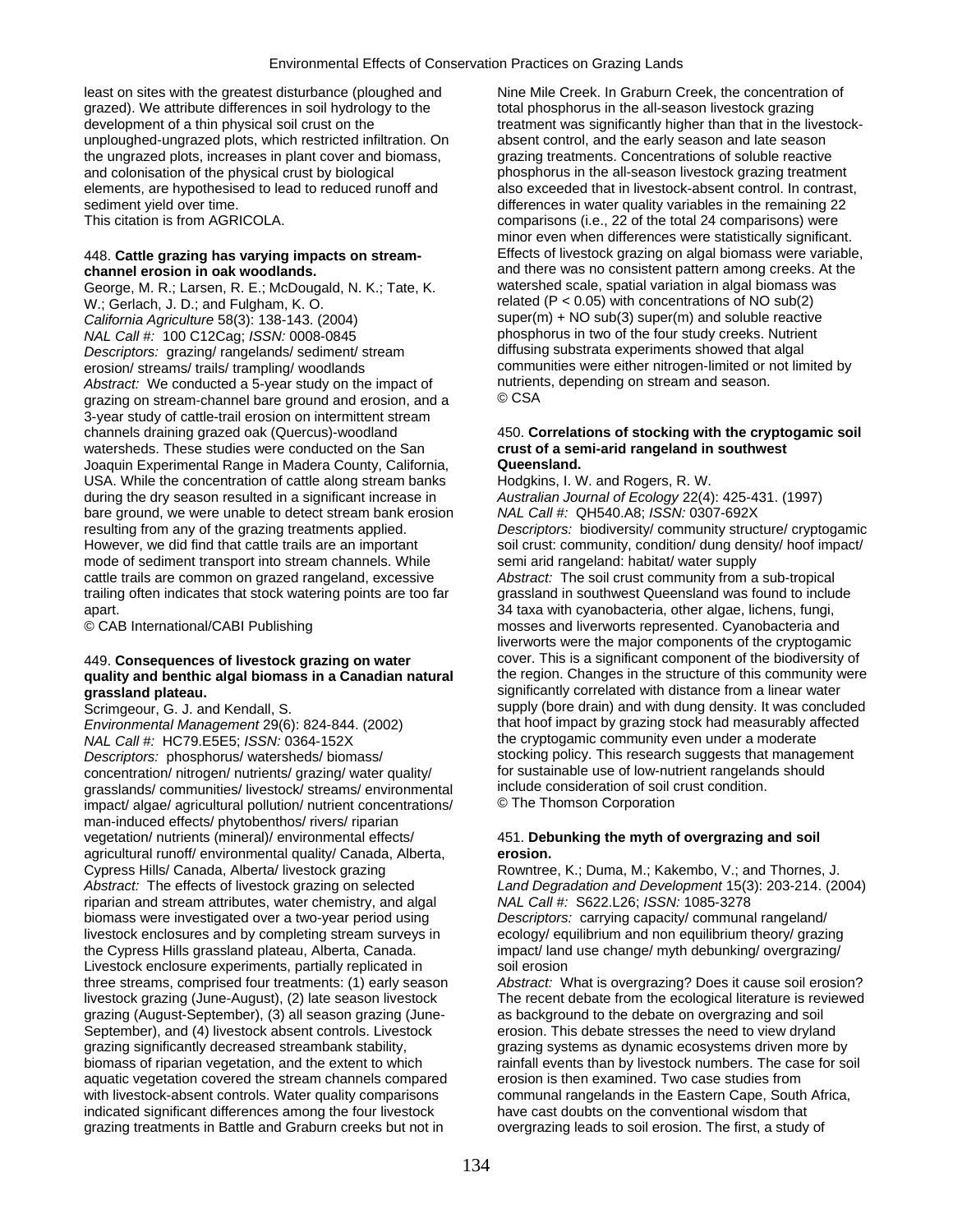least on sites with the greatest disturbance (ploughed and grazed). We attribute differences in soil hydrology to the development of a thin physical soil crust on the unploughed-ungrazed plots, which restricted infiltration. On the ungrazed plots, increases in plant cover and biomass, and colonisation of the physical crust by biological elements, are hypothesised to lead to reduced runoff and sediment yield over time.
This citation is from AGRICOLA.

448. **Cattle grazing has varying impacts on stream-channel erosion in oak woodlands.**
George, M. R.; Larsen, R. E.; McDougald, N. K.; Tate, K. W.; Gerlach, J. D.; and Fulgham, K. O.
*California Agriculture* 58(3): 138-143. (2004)
*NAL Call #:* 100 C12Cag; *ISSN:* 0008-0845
*Descriptors:* grazing/ rangelands/ sediment/ stream erosion/ streams/ trails/ trampling/ woodlands
*Abstract:* We conducted a 5-year study on the impact of grazing on stream-channel bare ground and erosion, and a 3-year study of cattle-trail erosion on intermittent stream channels draining grazed oak (Quercus)-woodland watersheds. These studies were conducted on the San Joaquin Experimental Range in Madera County, California, USA. While the concentration of cattle along stream banks during the dry season resulted in a significant increase in bare ground, we were unable to detect stream bank erosion resulting from any of the grazing treatments applied. However, we did find that cattle trails are an important mode of sediment transport into stream channels. While cattle trails are common on grazed rangeland, excessive trailing often indicates that stock watering points are too far apart.
© CAB International/CABI Publishing

449. **Consequences of livestock grazing on water quality and benthic algal biomass in a Canadian natural grassland plateau.**
Scrimgeour, G. J. and Kendall, S.
*Environmental Management* 29(6): 824-844. (2002)
*NAL Call #:* HC79.E5E5; *ISSN:* 0364-152X
*Descriptors:* phosphorus/ watersheds/ biomass/ concentration/ nitrogen/ nutrients/ grazing/ water quality/ grasslands/ communities/ livestock/ streams/ environmental impact/ algae/ agricultural pollution/ nutrient concentrations/ man-induced effects/ phytobenthos/ rivers/ riparian vegetation/ nutrients (mineral)/ environmental effects/ agricultural runoff/ environmental quality/ Canada, Alberta, Cypress Hills/ Canada, Alberta/ livestock grazing
*Abstract:* The effects of livestock grazing on selected riparian and stream attributes, water chemistry, and algal biomass were investigated over a two-year period using livestock enclosures and by completing stream surveys in the Cypress Hills grassland plateau, Alberta, Canada. Livestock enclosure experiments, partially replicated in three streams, comprised four treatments: (1) early season livestock grazing (June-August), (2) late season livestock grazing (August-September), (3) all season grazing (June-September), and (4) livestock absent controls. Livestock grazing significantly decreased streambank stability, biomass of riparian vegetation, and the extent to which aquatic vegetation covered the stream channels compared with livestock-absent controls. Water quality comparisons indicated significant differences among the four livestock grazing treatments in Battle and Graburn creeks but not in Nine Mile Creek. In Graburn Creek, the concentration of total phosphorus in the all-season livestock grazing treatment was significantly higher than that in the livestock-absent control, and the early season and late season grazing treatments. Concentrations of soluble reactive phosphorus in the all-season livestock grazing treatment also exceeded that in livestock-absent control. In contrast, differences in water quality variables in the remaining 22 comparisons (i.e., 22 of the total 24 comparisons) were minor even when differences were statistically significant. Effects of livestock grazing on algal biomass were variable, and there was no consistent pattern among creeks. At the watershed scale, spatial variation in algal biomass was related ($P < 0.05$) with concentrations of NO sub(2) super(m) + NO sub(3) super(m) and soluble reactive phosphorus in two of the four study creeks. Nutrient diffusing substrata experiments showed that algal communities were either nitrogen-limited or not limited by nutrients, depending on stream and season.
© CSA

450. **Correlations of stocking with the cryptogamic soil crust of a semi-arid rangeland in southwest Queensland.**
Hodgkins, I. W. and Rogers, R. W.
*Australian Journal of Ecology* 22(4): 425-431. (1997)
*NAL Call #:* QH540.A8; *ISSN:* 0307-692X
*Descriptors:* biodiversity/ community structure/ cryptogamic soil crust: community, condition/ dung density/ hoof impact/ semi arid rangeland: habitat/ water supply
*Abstract:* The soil crust community from a sub-tropical grassland in southwest Queensland was found to include 34 taxa with cyanobacteria, other algae, lichens, fungi, mosses and liverworts represented. Cyanobacteria and liverworts were the major components of the cryptogamic cover. This is a significant component of the biodiversity of the region. Changes in the structure of this community were significantly correlated with distance from a linear water supply (bore drain) and with dung density. It was concluded that hoof impact by grazing stock had measurably affected the cryptogamic community even under a moderate stocking policy. This research suggests that management for sustainable use of low-nutrient rangelands should include consideration of soil crust condition.
© The Thomson Corporation

451. **Debunking the myth of overgrazing and soil erosion.**
Rowntree, K.; Duma, M.; Kakembo, V.; and Thornes, J.
*Land Degradation and Development* 15(3): 203-214. (2004)
*NAL Call #:* S622.L26; *ISSN:* 1085-3278
*Descriptors:* carrying capacity/ communal rangeland/ ecology/ equilibrium and non equilibrium theory/ grazing impact/ land use change/ myth debunking/ overgrazing/ soil erosion
*Abstract:* What is overgrazing? Does it cause soil erosion? The recent debate from the ecological literature is reviewed as background to the debate on overgrazing and soil erosion. This debate stresses the need to view dryland grazing systems as dynamic ecosystems driven more by rainfall events than by livestock numbers. The case for soil erosion is then examined. Two case studies from communal rangelands in the Eastern Cape, South Africa, have cast doubts on the conventional wisdom that overgrazing leads to soil erosion. The first, a study of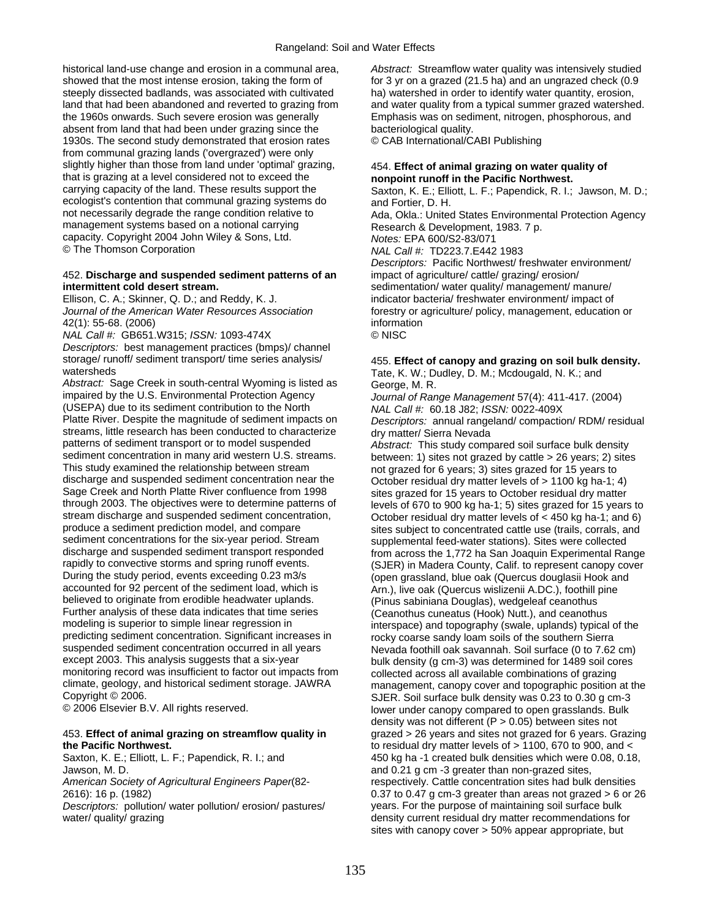historical land-use change and erosion in a communal area, showed that the most intense erosion, taking the form of steeply dissected badlands, was associated with cultivated land that had been abandoned and reverted to grazing from the 1960s onwards. Such severe erosion was generally absent from land that had been under grazing since the 1930s. The second study demonstrated that erosion rates from communal grazing lands ('overgrazed') were only slightly higher than those from land under 'optimal' grazing, that is grazing at a level considered not to exceed the carrying capacity of the land. These results support the ecologist's contention that communal grazing systems do not necessarily degrade the range condition relative to management systems based on a notional carrying capacity. Copyright 2004 John Wiley & Sons, Ltd.
© The Thomson Corporation

452. **Discharge and suspended sediment patterns of an intermittent cold desert stream.**
Ellison, C. A.; Skinner, Q. D.; and Reddy, K. J.
*Journal of the American Water Resources Association* 42(1): 55-68. (2006)
*NAL Call #:* GB651.W315; *ISSN:* 1093-474X
*Descriptors:* best management practices (bmps)/ channel storage/ runoff/ sediment transport/ time series analysis/ watersheds
*Abstract:* Sage Creek in south-central Wyoming is listed as impaired by the U.S. Environmental Protection Agency (USEPA) due to its sediment contribution to the North Platte River. Despite the magnitude of sediment impacts on streams, little research has been conducted to characterize patterns of sediment transport or to model suspended sediment concentration in many arid western U.S. streams. This study examined the relationship between stream discharge and suspended sediment concentration near the Sage Creek and North Platte River confluence from 1998 through 2003. The objectives were to determine patterns of stream discharge and suspended sediment concentration, produce a sediment prediction model, and compare sediment concentrations for the six-year period. Stream discharge and suspended sediment transport responded rapidly to convective storms and spring runoff events. During the study period, events exceeding 0.23 m3/s accounted for 92 percent of the sediment load, which is believed to originate from erodible headwater uplands. Further analysis of these data indicates that time series modeling is superior to simple linear regression in predicting sediment concentration. Significant increases in suspended sediment concentration occurred in all years except 2003. This analysis suggests that a six-year monitoring record was insufficient to factor out impacts from climate, geology, and historical sediment storage. JAWRA Copyright © 2006.
© 2006 Elsevier B.V. All rights reserved.

453. **Effect of animal grazing on streamflow quality in the Pacific Northwest.**
Saxton, K. E.; Elliott, L. F.; Papendick, R. I.; and Jawson, M. D.
*American Society of Agricultural Engineers Paper*(82-2616): 16 p. (1982)
*Descriptors:* pollution/ water pollution/ erosion/ pastures/ water/ quality/ grazing
*Abstract:* Streamflow water quality was intensively studied for 3 yr on a grazed (21.5 ha) and an ungrazed check (0.9 ha) watershed in order to identify water quantity, erosion, and water quality from a typical summer grazed watershed. Emphasis was on sediment, nitrogen, phosphorous, and bacteriological quality.
© CAB International/CABI Publishing

454. **Effect of animal grazing on water quality of nonpoint runoff in the Pacific Northwest.**
Saxton, K. E.; Elliott, L. F.; Papendick, R. I.; Jawson, M. D.; and Fortier, D. H.
Ada, Okla.: United States Environmental Protection Agency Research & Development, 1983. 7 p.
*Notes:* EPA 600/S2-83/071
*NAL Call #:* TD223.7.E442 1983
*Descriptors:* Pacific Northwest/ freshwater environment/ impact of agriculture/ cattle/ grazing/ erosion/ sedimentation/ water quality/ management/ manure/ indicator bacteria/ freshwater environment/ impact of forestry or agriculture/ policy, management, education or information
© NISC

455. **Effect of canopy and grazing on soil bulk density.**
Tate, K. W.; Dudley, D. M.; Mcdougald, N. K.; and George, M. R.
*Journal of Range Management* 57(4): 411-417. (2004)
*NAL Call #:* 60.18 J82; *ISSN:* 0022-409X
*Descriptors:* annual rangeland/ compaction/ RDM/ residual dry matter/ Sierra Nevada
*Abstract:* This study compared soil surface bulk density between: 1) sites not grazed by cattle > 26 years; 2) sites not grazed for 6 years; 3) sites grazed for 15 years to October residual dry matter levels of > 1100 kg ha-1; 4) sites grazed for 15 years to October residual dry matter levels of 670 to 900 kg ha-1; 5) sites grazed for 15 years to October residual dry matter levels of < 450 kg ha-1; and 6) sites subject to concentrated cattle use (trails, corrals, and supplemental feed-water stations). Sites were collected from across the 1,772 ha San Joaquin Experimental Range (SJER) in Madera County, Calif. to represent canopy cover (open grassland, blue oak (Quercus douglasii Hook and Arn.), live oak (Quercus wislizenii A.DC.), foothill pine (Pinus sabiniana Douglas), wedgeleaf ceanothus (Ceanothus cuneatus (Hook) Nutt.), and ceanothus interspace) and topography (swale, uplands) typical of the rocky coarse sandy loam soils of the southern Sierra Nevada foothill oak savannah. Soil surface (0 to 7.62 cm) bulk density (g cm-3) was determined for 1489 soil cores collected across all available combinations of grazing management, canopy cover and topographic position at the SJER. Soil surface bulk density was 0.23 to 0.30 g cm-3 lower under canopy compared to open grasslands. Bulk density was not different (P > 0.05) between sites not grazed > 26 years and sites not grazed for 6 years. Grazing to residual dry matter levels of > 1100, 670 to 900, and < 450 kg ha -1 created bulk densities which were 0.08, 0.18, and 0.21 g cm -3 greater than non-grazed sites, respectively. Cattle concentration sites had bulk densities 0.37 to 0.47 g cm-3 greater than areas not grazed > 6 or 26 years. For the purpose of maintaining soil surface bulk density current residual dry matter recommendations for sites with canopy cover > 50% appear appropriate, but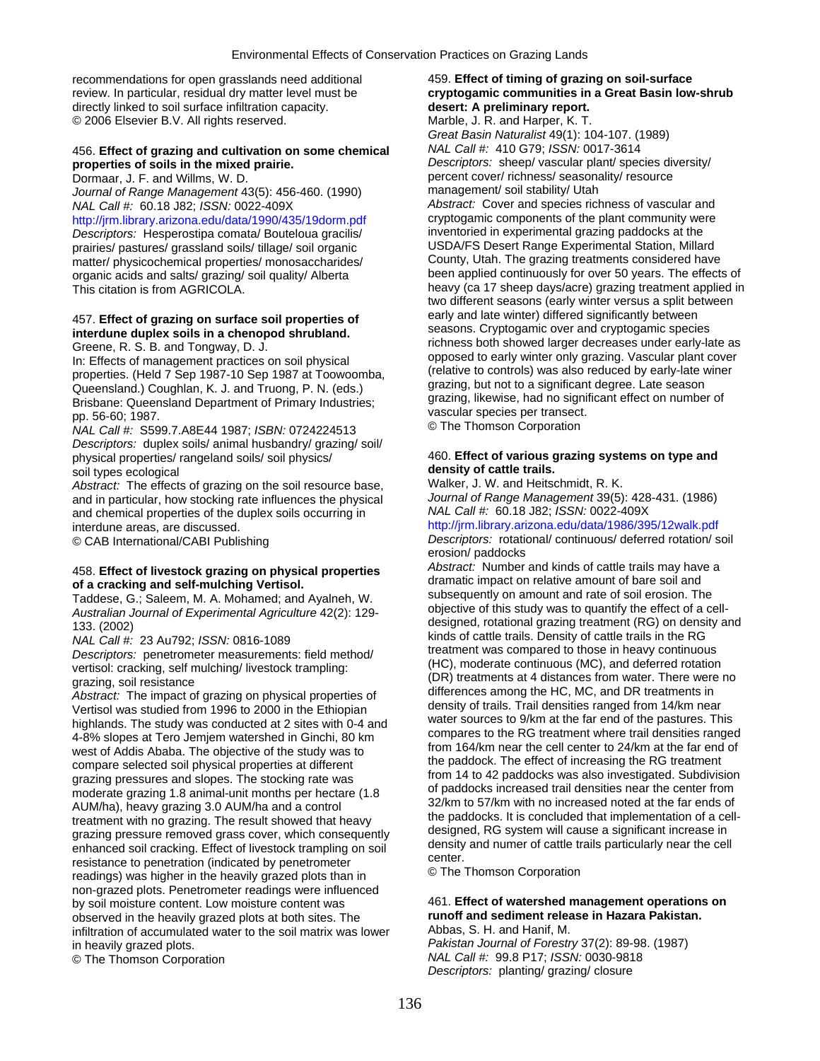recommendations for open grasslands need additional review. In particular, residual dry matter level must be directly linked to soil surface infiltration capacity.
© 2006 Elsevier B.V. All rights reserved.

456. **Effect of grazing and cultivation on some chemical properties of soils in the mixed prairie.**
Dormaar, J. F. and Willms, W. D.
*Journal of Range Management* 43(5): 456-460. (1990)
*NAL Call #:* 60.18 J82; *ISSN:* 0022-409X
http://jrm.library.arizona.edu/data/1990/435/19dorm.pdf
*Descriptors:* Hesperostipa comata/ Bouteloua gracilis/ prairies/ pastures/ grassland soils/ tillage/ soil organic matter/ physicochemical properties/ monosaccharides/ organic acids and salts/ grazing/ soil quality/ Alberta
This citation is from AGRICOLA.

457. **Effect of grazing on surface soil properties of interdune duplex soils in a chenopod shrubland.**
Greene, R. S. B. and Tongway, D. J.
In: Effects of management practices on soil physical properties. (Held 7 Sep 1987-10 Sep 1987 at Toowoomba, Queensland.) Coughlan, K. J. and Truong, P. N. (eds.) Brisbane: Queensland Department of Primary Industries; pp. 56-60; 1987.
*NAL Call #:* S599.7.A8E44 1987; *ISBN:* 0724224513
*Descriptors:* duplex soils/ animal husbandry/ grazing/ soil/ physical properties/ rangeland soils/ soil physics/ soil types ecological
*Abstract:* The effects of grazing on the soil resource base, and in particular, how stocking rate influences the physical and chemical properties of the duplex soils occurring in interdune areas, are discussed.
© CAB International/CABI Publishing

458. **Effect of livestock grazing on physical properties of a cracking and self-mulching Vertisol.**
Taddese, G.; Saleem, M. A. Mohamed; and Ayalneh, W.
*Australian Journal of Experimental Agriculture* 42(2): 129-133. (2002)
*NAL Call #:* 23 Au792; *ISSN:* 0816-1089
*Descriptors:* penetrometer measurements: field method/ vertisol: cracking, self mulching/ livestock trampling: grazing, soil resistance
*Abstract:* The impact of grazing on physical properties of Vertisol was studied from 1996 to 2000 in the Ethiopian highlands. The study was conducted at 2 sites with 0-4 and 4-8% slopes at Tero Jemjem watershed in Ginchi, 80 km west of Addis Ababa. The objective of the study was to compare selected soil physical properties at different grazing pressures and slopes. The stocking rate was moderate grazing 1.8 animal-unit months per hectare (1.8 AUM/ha), heavy grazing 3.0 AUM/ha and a control treatment with no grazing. The result showed that heavy grazing pressure removed grass cover, which consequently enhanced soil cracking. Effect of livestock trampling on soil resistance to penetration (indicated by penetrometer readings) was higher in the heavily grazed plots than in non-grazed plots. Penetrometer readings were influenced by soil moisture content. Low moisture content was observed in the heavily grazed plots at both sites. The infiltration of accumulated water to the soil matrix was lower in heavily grazed plots.
© The Thomson Corporation

459. **Effect of timing of grazing on soil-surface cryptogamic communities in a Great Basin low-shrub desert: A preliminary report.**
Marble, J. R. and Harper, K. T.
*Great Basin Naturalist* 49(1): 104-107. (1989)
*NAL Call #:* 410 G79; *ISSN:* 0017-3614
*Descriptors:* sheep/ vascular plant/ species diversity/ percent cover/ richness/ seasonality/ resource management/ soil stability/ Utah
*Abstract:* Cover and species richness of vascular and cryptogamic components of the plant community were inventoried in experimental grazing paddocks at the USDA/FS Desert Range Experimental Station, Millard County, Utah. The grazing treatments considered have been applied continuously for over 50 years. The effects of heavy (ca 17 sheep days/acre) grazing treatment applied in two different seasons (early winter versus a split between early and late winter) differed significantly between seasons. Cryptogamic over and cryptogamic species richness both showed larger decreases under early-late as opposed to early winter only grazing. Vascular plant cover (relative to controls) was also reduced by early-late winer grazing, but not to a significant degree. Late season grazing, likewise, had no significant effect on number of vascular species per transect.
© The Thomson Corporation

460. **Effect of various grazing systems on type and density of cattle trails.**
Walker, J. W. and Heitschmidt, R. K.
*Journal of Range Management* 39(5): 428-431. (1986)
*NAL Call #:* 60.18 J82; *ISSN:* 0022-409X
http://jrm.library.arizona.edu/data/1986/395/12walk.pdf
*Descriptors:* rotational/ continuous/ deferred rotation/ soil erosion/ paddocks
*Abstract:* Number and kinds of cattle trails may have a dramatic impact on relative amount of bare soil and subsequently on amount and rate of soil erosion. The objective of this study was to quantify the effect of a cell-designed, rotational grazing treatment (RG) on density and kinds of cattle trails. Density of cattle trails in the RG treatment was compared to those in heavy continuous (HC), moderate continuous (MC), and deferred rotation (DR) treatments at 4 distances from water. There were no differences among the HC, MC, and DR treatments in density of trails. Trail densities ranged from 14/km near water sources to 9/km at the far end of the pastures. This compares to the RG treatment where trail densities ranged from 164/km near the cell center to 24/km at the far end of the paddock. The effect of increasing the RG treatment from 14 to 42 paddocks was also investigated. Subdivision of paddocks increased trail densities near the center from 32/km to 57/km with no increased noted at the far ends of the paddocks. It is concluded that implementation of a cell-designed, RG system will cause a significant increase in density and numer of cattle trails particularly near the cell center.
© The Thomson Corporation

461. **Effect of watershed management operations on runoff and sediment release in Hazara Pakistan.**
Abbas, S. H. and Hanif, M.
*Pakistan Journal of Forestry* 37(2): 89-98. (1987)
*NAL Call #:* 99.8 P17; *ISSN:* 0030-9818
*Descriptors:* planting/ grazing/ closure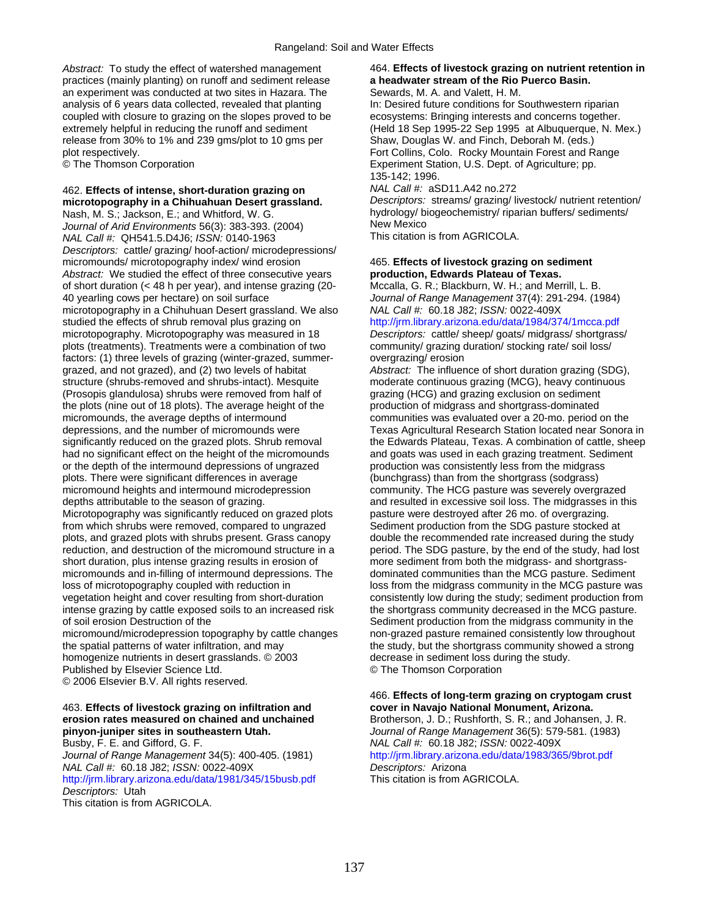*Abstract:* To study the effect of watershed management practices (mainly planting) on runoff and sediment release an experiment was conducted at two sites in Hazara. The analysis of 6 years data collected, revealed that planting coupled with closure to grazing on the slopes proved to be extremely helpful in reducing the runoff and sediment release from 30% to 1% and 239 gms/plot to 10 gms per plot respectively.
© The Thomson Corporation

462. **Effects of intense, short-duration grazing on microtopography in a Chihuahuan Desert grassland.**
Nash, M. S.; Jackson, E.; and Whitford, W. G.
*Journal of Arid Environments* 56(3): 383-393. (2004)
*NAL Call #:* QH541.5.D4J6; *ISSN:* 0140-1963
*Descriptors:* cattle/ grazing/ hoof-action/ microdepressions/ micromounds/ microtopography index/ wind erosion
*Abstract:* We studied the effect of three consecutive years of short duration (< 48 h per year), and intense grazing (20-40 yearling cows per hectare) on soil surface microtopography in a Chihuahuan Desert grassland. We also studied the effects of shrub removal plus grazing on microtopography. Microtopography was measured in 18 plots (treatments). Treatments were a combination of two factors: (1) three levels of grazing (winter-grazed, summer-grazed, and not grazed), and (2) two levels of habitat structure (shrubs-removed and shrubs-intact). Mesquite (Prosopis glandulosa) shrubs were removed from half of the plots (nine out of 18 plots). The average height of the micromounds, the average depths of intermound depressions, and the number of micromounds were significantly reduced on the grazed plots. Shrub removal had no significant effect on the height of the micromounds or the depth of the intermound depressions of ungrazed plots. There were significant differences in average micromound heights and intermound microdepression depths attributable to the season of grazing. Microtopography was significantly reduced on grazed plots from which shrubs were removed, compared to ungrazed plots, and grazed plots with shrubs present. Grass canopy reduction, and destruction of the micromound structure in a short duration, plus intense grazing results in erosion of micromounds and in-filling of intermound depressions. The loss of microtopography coupled with reduction in vegetation height and cover resulting from short-duration intense grazing by cattle exposed soils to an increased risk of soil erosion Destruction of the micromound/microdepression topography by cattle changes the spatial patterns of water infiltration, and may homogenize nutrients in desert grasslands. © 2003 Published by Elsevier Science Ltd.
© 2006 Elsevier B.V. All rights reserved.

463. **Effects of livestock grazing on infiltration and erosion rates measured on chained and unchained pinyon-juniper sites in southeastern Utah.**
Busby, F. E. and Gifford, G. F.
*Journal of Range Management* 34(5): 400-405. (1981)
*NAL Call #:* 60.18 J82; *ISSN:* 0022-409X
http://jrm.library.arizona.edu/data/1981/345/15busb.pdf
*Descriptors:* Utah
This citation is from AGRICOLA.

464. **Effects of livestock grazing on nutrient retention in a headwater stream of the Rio Puerco Basin.**
Sewards, M. A. and Valett, H. M.
In: Desired future conditions for Southwestern riparian ecosystems: Bringing interests and concerns together. (Held 18 Sep 1995-22 Sep 1995 at Albuquerque, N. Mex.) Shaw, Douglas W. and Finch, Deborah M. (eds.)
Fort Collins, Colo. Rocky Mountain Forest and Range Experiment Station, U.S. Dept. of Agriculture; pp. 135-142; 1996.
*NAL Call #:* aSD11.A42 no.272
*Descriptors:* streams/ grazing/ livestock/ nutrient retention/ hydrology/ biogeochemistry/ riparian buffers/ sediments/ New Mexico
This citation is from AGRICOLA.

465. **Effects of livestock grazing on sediment production, Edwards Plateau of Texas.**
Mccalla, G. R.; Blackburn, W. H.; and Merrill, L. B.
*Journal of Range Management* 37(4): 291-294. (1984)
*NAL Call #:* 60.18 J82; *ISSN:* 0022-409X
http://jrm.library.arizona.edu/data/1984/374/1mcca.pdf
*Descriptors:* cattle/ sheep/ goats/ midgrass/ shortgrass/ community/ grazing duration/ stocking rate/ soil loss/ overgrazing/ erosion
*Abstract:* The influence of short duration grazing (SDG), moderate continuous grazing (MCG), heavy continuous grazing (HCG) and grazing exclusion on sediment production of midgrass and shortgrass-dominated communities was evaluated over a 20-mo. period on the Texas Agricultural Research Station located near Sonora in the Edwards Plateau, Texas. A combination of cattle, sheep and goats was used in each grazing treatment. Sediment production was consistently less from the midgrass (bunchgrass) than from the shortgrass (sodgrass) community. The HCG pasture was severely overgrazed and resulted in excessive soil loss. The midgrasses in this pasture were destroyed after 26 mo. of overgrazing. Sediment production from the SDG pasture stocked at double the recommended rate increased during the study period. The SDG pasture, by the end of the study, had lost more sediment from both the midgrass- and shortgrass-dominated communities than the MCG pasture. Sediment loss from the midgrass community in the MCG pasture was consistently low during the study; sediment production from the shortgrass community decreased in the MCG pasture. Sediment production from the midgrass community in the non-grazed pasture remained consistently low throughout the study, but the shortgrass community showed a strong decrease in sediment loss during the study.
© The Thomson Corporation

466. **Effects of long-term grazing on cryptogam crust cover in Navajo National Monument, Arizona.**
Brotherson, J. D.; Rushforth, S. R.; and Johansen, J. R.
*Journal of Range Management* 36(5): 579-581. (1983)
*NAL Call #:* 60.18 J82; *ISSN:* 0022-409X
http://jrm.library.arizona.edu/data/1983/365/9brot.pdf
*Descriptors:* Arizona
This citation is from AGRICOLA.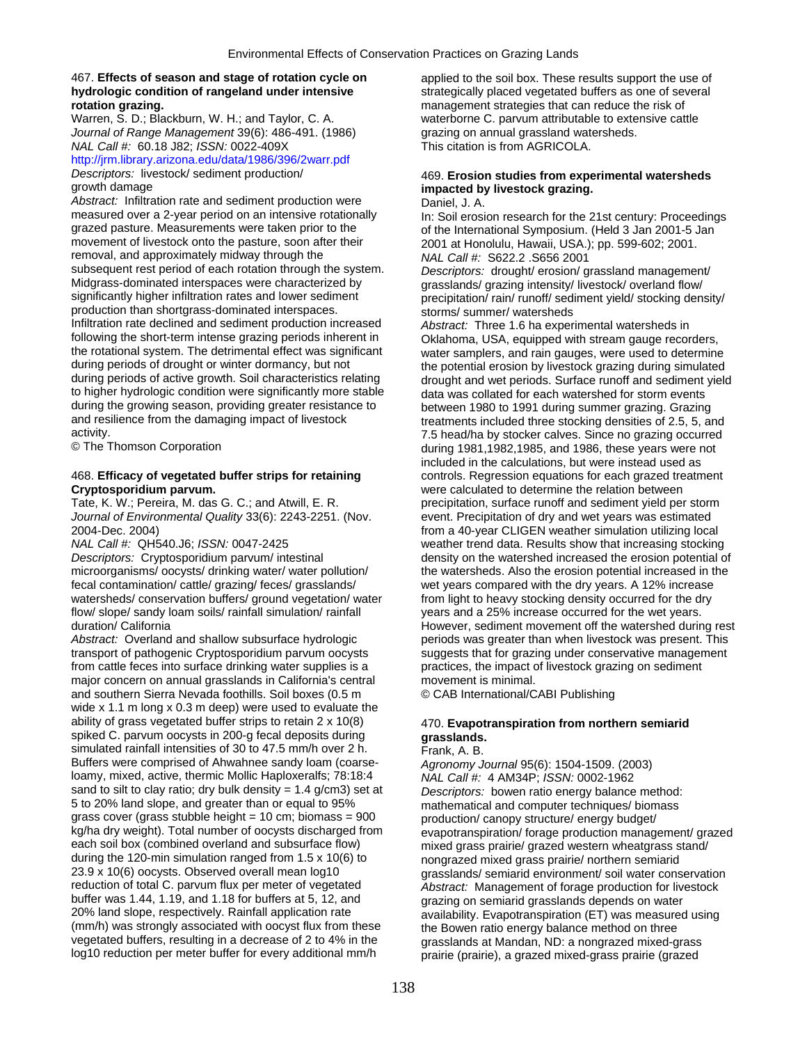467. **Effects of season and stage of rotation cycle on hydrologic condition of rangeland under intensive rotation grazing.**
Warren, S. D.; Blackburn, W. H.; and Taylor, C. A.
*Journal of Range Management* 39(6): 486-491. (1986)
*NAL Call #:* 60.18 J82; *ISSN:* 0022-409X
http://jrm.library.arizona.edu/data/1986/396/2warr.pdf
*Descriptors:* livestock/ sediment production/ growth damage
*Abstract:* Infiltration rate and sediment production were measured over a 2-year period on an intensive rotationally grazed pasture. Measurements were taken prior to the movement of livestock onto the pasture, soon after their removal, and approximately midway through the subsequent rest period of each rotation through the system. Midgrass-dominated interspaces were characterized by significantly higher infiltration rates and lower sediment production than shortgrass-dominated interspaces. Infiltration rate declined and sediment production increased following the short-term intense grazing periods inherent in the rotational system. The detrimental effect was significant during periods of drought or winter dormancy, but not during periods of active growth. Soil characteristics relating to higher hydrologic condition were significantly more stable during the growing season, providing greater resistance to and resilience from the damaging impact of livestock activity.
© The Thomson Corporation

468. **Efficacy of vegetated buffer strips for retaining Cryptosporidium parvum.**
Tate, K. W.; Pereira, M. das G. C.; and Atwill, E. R.
*Journal of Environmental Quality* 33(6): 2243-2251. (Nov. 2004-Dec. 2004)
*NAL Call #:* QH540.J6; *ISSN:* 0047-2425
*Descriptors:* Cryptosporidium parvum/ intestinal microorganisms/ oocysts/ drinking water/ water pollution/ fecal contamination/ cattle/ grazing/ feces/ grasslands/ watersheds/ conservation buffers/ ground vegetation/ water flow/ slope/ sandy loam soils/ rainfall simulation/ rainfall duration/ California
*Abstract:* Overland and shallow subsurface hydrologic transport of pathogenic Cryptosporidium parvum oocysts from cattle feces into surface drinking water supplies is a major concern on annual grasslands in California's central and southern Sierra Nevada foothills. Soil boxes (0.5 m wide x 1.1 m long x 0.3 m deep) were used to evaluate the ability of grass vegetated buffer strips to retain 2 x 10(8) spiked C. parvum oocysts in 200-g fecal deposits during simulated rainfall intensities of 30 to 47.5 mm/h over 2 h. Buffers were comprised of Ahwahnee sandy loam (coarse-loamy, mixed, active, thermic Mollic Haploxeralfs; 78:18:4 sand to silt to clay ratio; dry bulk density = 1.4 g/cm3) set at 5 to 20% land slope, and greater than or equal to 95% grass cover (grass stubble height = 10 cm; biomass = 900 kg/ha dry weight). Total number of oocysts discharged from each soil box (combined overland and subsurface flow) during the 120-min simulation ranged from 1.5 x 10(6) to 23.9 x 10(6) oocysts. Observed overall mean log10 reduction of total C. parvum flux per meter of vegetated buffer was 1.44, 1.19, and 1.18 for buffers at 5, 12, and 20% land slope, respectively. Rainfall application rate (mm/h) was strongly associated with oocyst flux from these vegetated buffers, resulting in a decrease of 2 to 4% in the log10 reduction per meter buffer for every additional mm/h applied to the soil box. These results support the use of strategically placed vegetated buffers as one of several management strategies that can reduce the risk of waterborne C. parvum attributable to extensive cattle grazing on annual grassland watersheds.
This citation is from AGRICOLA.

469. **Erosion studies from experimental watersheds impacted by livestock grazing.**
Daniel, J. A.
In: Soil erosion research for the 21st century: Proceedings of the International Symposium. (Held 3 Jan 2001-5 Jan 2001 at Honolulu, Hawaii, USA.); pp. 599-602; 2001.
*NAL Call #:* S622.2 .S656 2001
*Descriptors:* drought/ erosion/ grassland management/ grasslands/ grazing intensity/ livestock/ overland flow/ precipitation/ rain/ runoff/ sediment yield/ stocking density/ storms/ summer/ watersheds
*Abstract:* Three 1.6 ha experimental watersheds in Oklahoma, USA, equipped with stream gauge recorders, water samplers, and rain gauges, were used to determine the potential erosion by livestock grazing during simulated drought and wet periods. Surface runoff and sediment yield data was collated for each watershed for storm events between 1980 to 1991 during summer grazing. Grazing treatments included three stocking densities of 2.5, 5, and 7.5 head/ha by stocker calves. Since no grazing occurred during 1981,1982,1985, and 1986, these years were not included in the calculations, but were instead used as controls. Regression equations for each grazed treatment were calculated to determine the relation between precipitation, surface runoff and sediment yield per storm event. Precipitation of dry and wet years was estimated from a 40-year CLIGEN weather simulation utilizing local weather trend data. Results show that increasing stocking density on the watershed increased the erosion potential of the watersheds. Also the erosion potential increased in the wet years compared with the dry years. A 12% increase from light to heavy stocking density occurred for the dry years and a 25% increase occurred for the wet years. However, sediment movement off the watershed during rest periods was greater than when livestock was present. This suggests that for grazing under conservative management practices, the impact of livestock grazing on sediment movement is minimal.
© CAB International/CABI Publishing

470. **Evapotranspiration from northern semiarid grasslands.**
Frank, A. B.
*Agronomy Journal* 95(6): 1504-1509. (2003)
*NAL Call #:* 4 AM34P; *ISSN:* 0002-1962
*Descriptors:* bowen ratio energy balance method: mathematical and computer techniques/ biomass production/ canopy structure/ energy budget/ evapotranspiration/ forage production management/ grazed mixed grass prairie/ grazed western wheatgrass stand/ nongrazed mixed grass prairie/ northern semiarid grasslands/ semiarid environment/ soil water conservation
*Abstract:* Management of forage production for livestock grazing on semiarid grasslands depends on water availability. Evapotranspiration (ET) was measured using the Bowen ratio energy balance method on three grasslands at Mandan, ND: a nongrazed mixed-grass prairie (prairie), a grazed mixed-grass prairie (grazed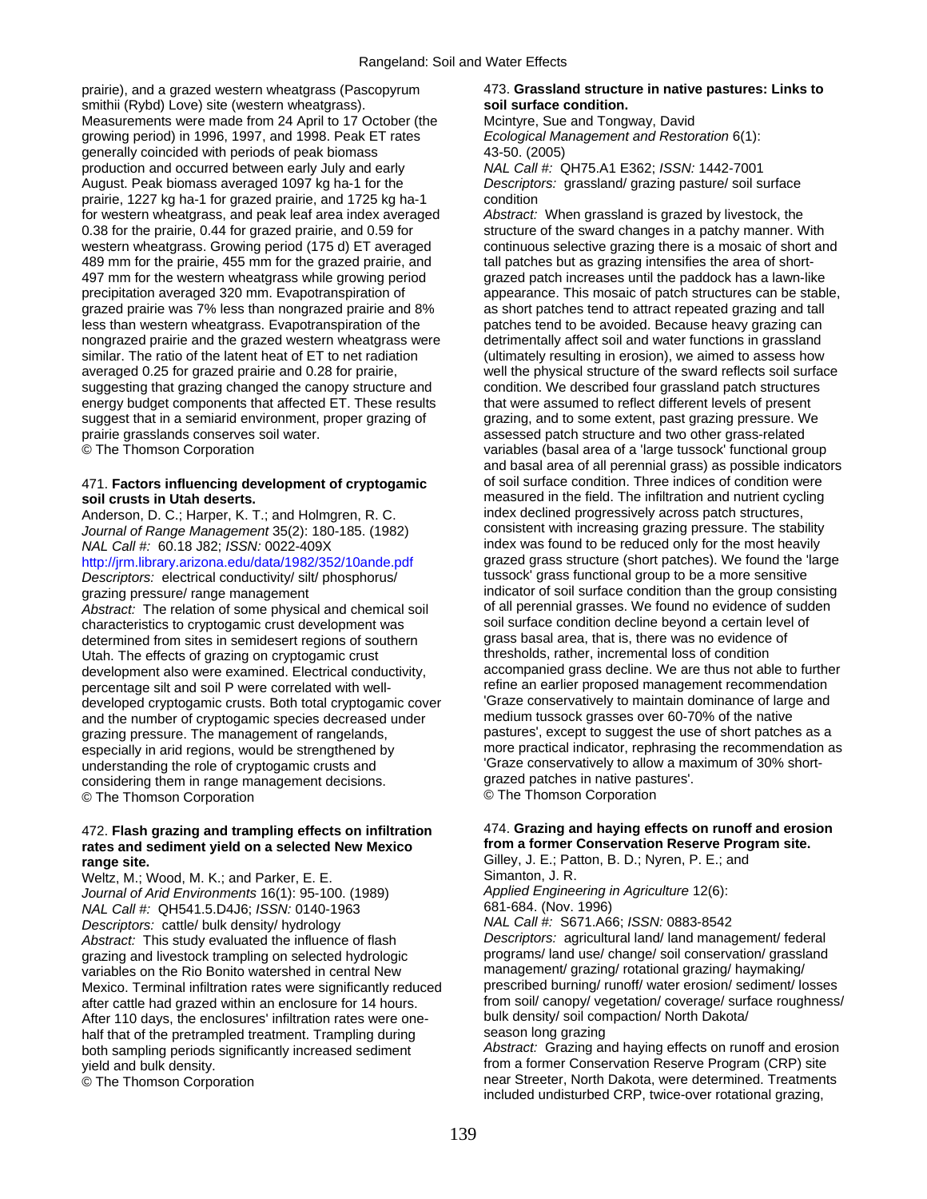prairie), and a grazed western wheatgrass (Pascopyrum smithii (Rybd) Love) site (western wheatgrass). Measurements were made from 24 April to 17 October (the growing period) in 1996, 1997, and 1998. Peak ET rates generally coincided with periods of peak biomass production and occurred between early July and early August. Peak biomass averaged 1097 kg ha-1 for the prairie, 1227 kg ha-1 for grazed prairie, and 1725 kg ha-1 for western wheatgrass, and peak leaf area index averaged 0.38 for the prairie, 0.44 for grazed prairie, and 0.59 for western wheatgrass. Growing period (175 d) ET averaged 489 mm for the prairie, 455 mm for the grazed prairie, and 497 mm for the western wheatgrass while growing period precipitation averaged 320 mm. Evapotranspiration of grazed prairie was 7% less than nongrazed prairie and 8% less than western wheatgrass. Evapotranspiration of the nongrazed prairie and the grazed western wheatgrass were similar. The ratio of the latent heat of ET to net radiation averaged 0.25 for grazed prairie and 0.28 for prairie, suggesting that grazing changed the canopy structure and energy budget components that affected ET. These results suggest that in a semiarid environment, proper grazing of prairie grasslands conserves soil water.
© The Thomson Corporation

471. **Factors influencing development of cryptogamic soil crusts in Utah deserts.**
Anderson, D. C.; Harper, K. T.; and Holmgren, R. C.
*Journal of Range Management* 35(2): 180-185. (1982)
*NAL Call #:* 60.18 J82; *ISSN:* 0022-409X
http://jrm.library.arizona.edu/data/1982/352/10ande.pdf
*Descriptors:* electrical conductivity/ silt/ phosphorus/ grazing pressure/ range management
*Abstract:* The relation of some physical and chemical soil characteristics to cryptogamic crust development was determined from sites in semidesert regions of southern Utah. The effects of grazing on cryptogamic crust development also were examined. Electrical conductivity, percentage silt and soil P were correlated with well-developed cryptogamic crusts. Both total cryptogamic cover and the number of cryptogamic species decreased under grazing pressure. The management of rangelands, especially in arid regions, would be strengthened by understanding the role of cryptogamic crusts and considering them in range management decisions.
© The Thomson Corporation

472. **Flash grazing and trampling effects on infiltration rates and sediment yield on a selected New Mexico range site.**
Weltz, M.; Wood, M. K.; and Parker, E. E.
*Journal of Arid Environments* 16(1): 95-100. (1989)
*NAL Call #:* QH541.5.D4J6; *ISSN:* 0140-1963
*Descriptors:* cattle/ bulk density/ hydrology
*Abstract:* This study evaluated the influence of flash grazing and livestock trampling on selected hydrologic variables on the Rio Bonito watershed in central New Mexico. Terminal infiltration rates were significantly reduced after cattle had grazed within an enclosure for 14 hours. After 110 days, the enclosures' infiltration rates were one-half that of the pretrampled treatment. Trampling during both sampling periods significantly increased sediment yield and bulk density.
© The Thomson Corporation

473. **Grassland structure in native pastures: Links to soil surface condition.**
Mcintyre, Sue and Tongway, David
*Ecological Management and Restoration* 6(1): 43-50. (2005)
*NAL Call #:* QH75.A1 E362; *ISSN:* 1442-7001
*Descriptors:* grassland/ grazing pasture/ soil surface condition
*Abstract:* When grassland is grazed by livestock, the structure of the sward changes in a patchy manner. With continuous selective grazing there is a mosaic of short and tall patches but as grazing intensifies the area of short-grazed patch increases until the paddock has a lawn-like appearance. This mosaic of patch structures can be stable, as short patches tend to attract repeated grazing and tall patches tend to be avoided. Because heavy grazing can detrimentally affect soil and water functions in grassland (ultimately resulting in erosion), we aimed to assess how well the physical structure of the sward reflects soil surface condition. We described four grassland patch structures that were assumed to reflect different levels of present grazing, and to some extent, past grazing pressure. We assessed patch structure and two other grass-related variables (basal area of a 'large tussock' functional group and basal area of all perennial grass) as possible indicators of soil surface condition. Three indices of condition were measured in the field. The infiltration and nutrient cycling index declined progressively across patch structures, consistent with increasing grazing pressure. The stability index was found to be reduced only for the most heavily grazed grass structure (short patches). We found the 'large tussock' grass functional group to be a more sensitive indicator of soil surface condition than the group consisting of all perennial grasses. We found no evidence of sudden soil surface condition decline beyond a certain level of grass basal area, that is, there was no evidence of thresholds, rather, incremental loss of condition accompanied grass decline. We are thus not able to further refine an earlier proposed management recommendation 'Graze conservatively to maintain dominance of large and medium tussock grasses over 60-70% of the native pastures', except to suggest the use of short patches as a more practical indicator, rephrasing the recommendation as 'Graze conservatively to allow a maximum of 30% short-grazed patches in native pastures'.
© The Thomson Corporation

474. **Grazing and haying effects on runoff and erosion from a former Conservation Reserve Program site.**
Gilley, J. E.; Patton, B. D.; Nyren, P. E.; and Simanton, J. R.
*Applied Engineering in Agriculture* 12(6): 681-684. (Nov. 1996)
*NAL Call #:* S671.A66; *ISSN:* 0883-8542
*Descriptors:* agricultural land/ land management/ federal programs/ land use/ change/ soil conservation/ grassland management/ grazing/ rotational grazing/ haymaking/ prescribed burning/ runoff/ water erosion/ sediment/ losses from soil/ canopy/ vegetation/ coverage/ surface roughness/ bulk density/ soil compaction/ North Dakota/ season long grazing
*Abstract:* Grazing and haying effects on runoff and erosion from a former Conservation Reserve Program (CRP) site near Streeter, North Dakota, were determined. Treatments included undisturbed CRP, twice-over rotational grazing,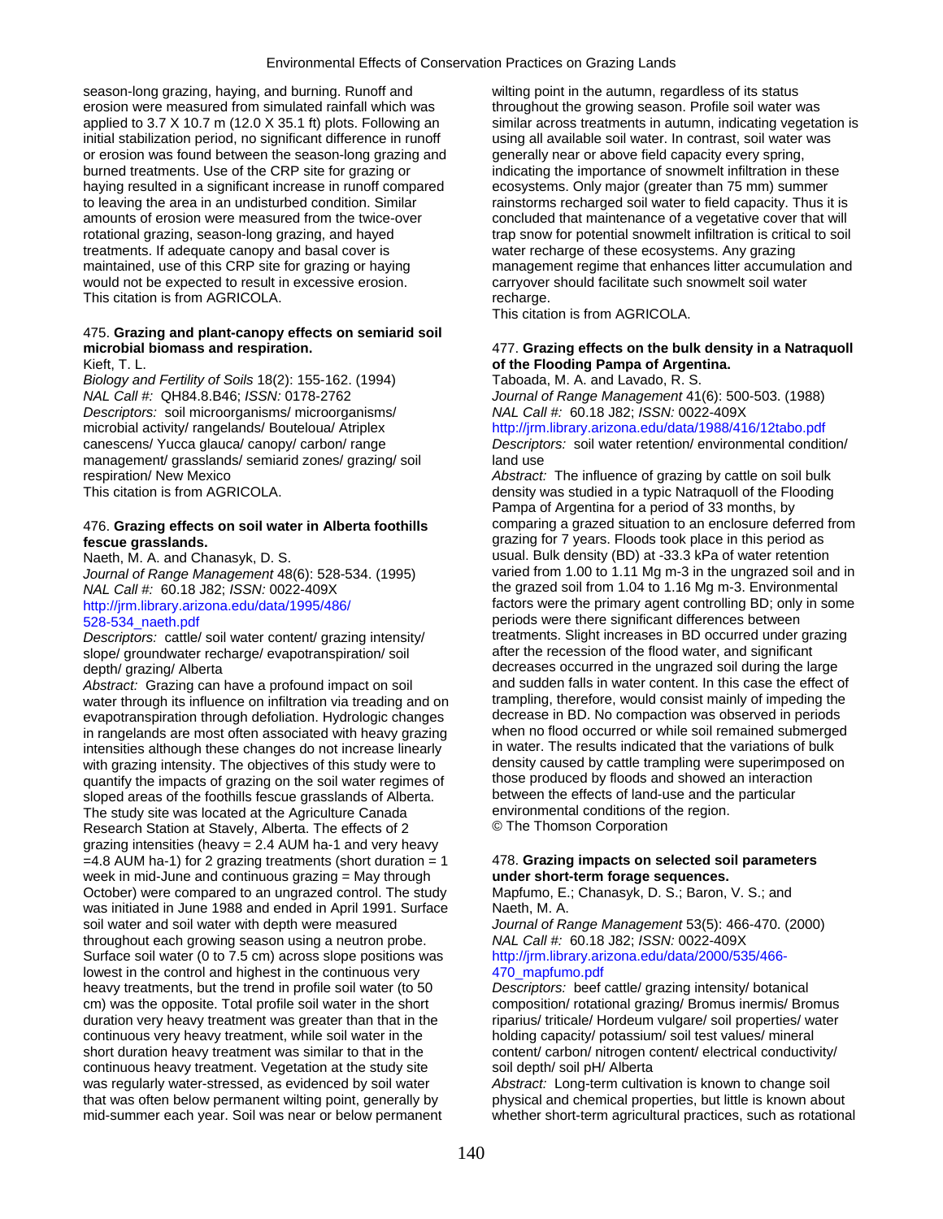season-long grazing, haying, and burning. Runoff and erosion were measured from simulated rainfall which was applied to 3.7 X 10.7 m (12.0 X 35.1 ft) plots. Following an initial stabilization period, no significant difference in runoff or erosion was found between the season-long grazing and burned treatments. Use of the CRP site for grazing or haying resulted in a significant increase in runoff compared to leaving the area in an undisturbed condition. Similar amounts of erosion were measured from the twice-over rotational grazing, season-long grazing, and hayed treatments. If adequate canopy and basal cover is maintained, use of this CRP site for grazing or haying would not be expected to result in excessive erosion.
This citation is from AGRICOLA.

475. **Grazing and plant-canopy effects on semiarid soil microbial biomass and respiration.**
Kieft, T. L.
*Biology and Fertility of Soils* 18(2): 155-162. (1994)
*NAL Call #:* QH84.8.B46; *ISSN:* 0178-2762
*Descriptors:* soil microorganisms/ microorganisms/ microbial activity/ rangelands/ Bouteloua/ Atriplex canescens/ Yucca glauca/ canopy/ carbon/ range management/ grasslands/ semiarid zones/ grazing/ soil respiration/ New Mexico
This citation is from AGRICOLA.

476. **Grazing effects on soil water in Alberta foothills fescue grasslands.**
Naeth, M. A. and Chanasyk, D. S.
*Journal of Range Management* 48(6): 528-534. (1995)
*NAL Call #:* 60.18 J82; *ISSN:* 0022-409X
http://jrm.library.arizona.edu/data/1995/486/528-534_naeth.pdf
*Descriptors:* cattle/ soil water content/ grazing intensity/ slope/ groundwater recharge/ evapotranspiration/ soil depth/ grazing/ Alberta
*Abstract:* Grazing can have a profound impact on soil water through its influence on infiltration via treading and on evapotranspiration through defoliation. Hydrologic changes in rangelands are most often associated with heavy grazing intensities although these changes do not increase linearly with grazing intensity. The objectives of this study were to quantify the impacts of grazing on the soil water regimes of sloped areas of the foothills fescue grasslands of Alberta. The study site was located at the Agriculture Canada Research Station at Stavely, Alberta. The effects of 2 grazing intensities (heavy = 2.4 AUM ha-1 and very heavy =4.8 AUM ha-1) for 2 grazing treatments (short duration = 1 week in mid-June and continuous grazing = May through October) were compared to an ungrazed control. The study was initiated in June 1988 and ended in April 1991. Surface soil water and soil water with depth were measured throughout each growing season using a neutron probe. Surface soil water (0 to 7.5 cm) across slope positions was lowest in the control and highest in the continuous very heavy treatments, but the trend in profile soil water (to 50 cm) was the opposite. Total profile soil water in the short duration very heavy treatment was greater than that in the continuous very heavy treatment, while soil water in the short duration heavy treatment was similar to that in the continuous heavy treatment. Vegetation at the study site was regularly water-stressed, as evidenced by soil water that was often below permanent wilting point, generally by mid-summer each year. Soil was near or below permanent wilting point in the autumn, regardless of its status throughout the growing season. Profile soil water was similar across treatments in autumn, indicating vegetation is using all available soil water. In contrast, soil water was generally near or above field capacity every spring, indicating the importance of snowmelt infiltration in these ecosystems. Only major (greater than 75 mm) summer rainstorms recharged soil water to field capacity. Thus it is concluded that maintenance of a vegetative cover that will trap snow for potential snowmelt infiltration is critical to soil water recharge of these ecosystems. Any grazing management regime that enhances litter accumulation and carryover should facilitate such snowmelt soil water recharge.
This citation is from AGRICOLA.

477. **Grazing effects on the bulk density in a Natraquoll of the Flooding Pampa of Argentina.**
Taboada, M. A. and Lavado, R. S.
*Journal of Range Management* 41(6): 500-503. (1988)
*NAL Call #:* 60.18 J82; *ISSN:* 0022-409X
http://jrm.library.arizona.edu/data/1988/416/12tabo.pdf
*Descriptors:* soil water retention/ environmental condition/ land use
*Abstract:* The influence of grazing by cattle on soil bulk density was studied in a typic Natraquoll of the Flooding Pampa of Argentina for a period of 33 months, by comparing a grazed situation to an enclosure deferred from grazing for 7 years. Floods took place in this period as usual. Bulk density (BD) at -33.3 kPa of water retention varied from 1.00 to 1.11 Mg m-3 in the ungrazed soil and in the grazed soil from 1.04 to 1.16 Mg m-3. Environmental factors were the primary agent controlling BD; only in some periods were there significant differences between treatments. Slight increases in BD occurred under grazing after the recession of the flood water, and significant decreases occurred in the ungrazed soil during the large and sudden falls in water content. In this case the effect of trampling, therefore, would consist mainly of impeding the decrease in BD. No compaction was observed in periods when no flood occurred or while soil remained submerged in water. The results indicated that the variations of bulk density caused by cattle trampling were superimposed on those produced by floods and showed an interaction between the effects of land-use and the particular environmental conditions of the region.
© The Thomson Corporation

478. **Grazing impacts on selected soil parameters under short-term forage sequences.**
Mapfumo, E.; Chanasyk, D. S.; Baron, V. S.; and Naeth, M. A.
*Journal of Range Management* 53(5): 466-470. (2000)
*NAL Call #:* 60.18 J82; *ISSN:* 0022-409X
http://jrm.library.arizona.edu/data/2000/535/466-470_mapfumo.pdf
*Descriptors:* beef cattle/ grazing intensity/ botanical composition/ rotational grazing/ Bromus inermis/ Bromus riparius/ triticale/ Hordeum vulgare/ soil properties/ water holding capacity/ potassium/ soil test values/ mineral content/ carbon/ nitrogen content/ electrical conductivity/ soil depth/ soil pH/ Alberta
*Abstract:* Long-term cultivation is known to change soil physical and chemical properties, but little is known about whether short-term agricultural practices, such as rotational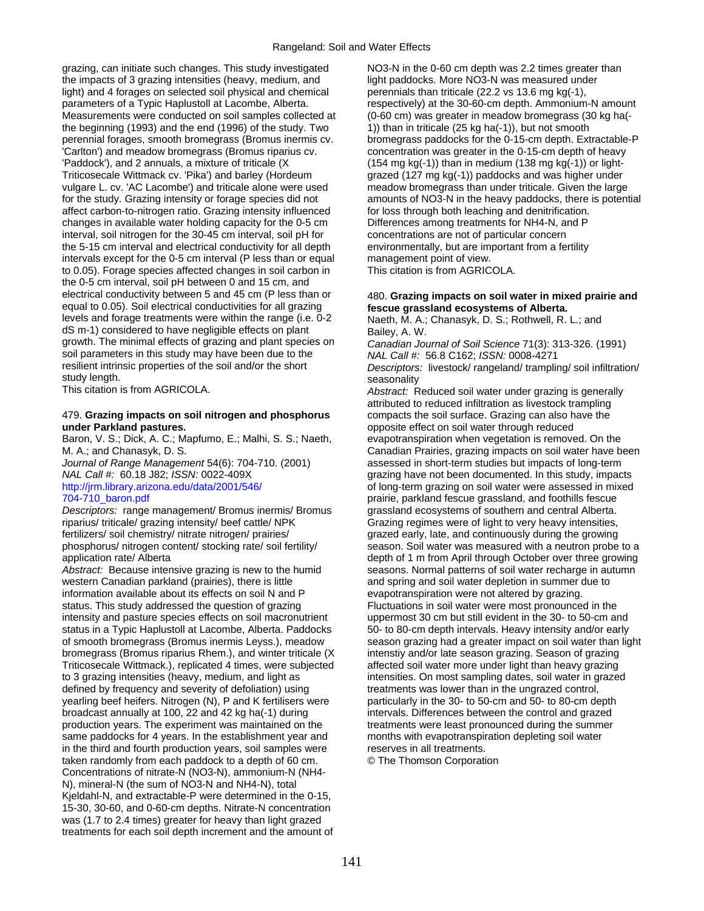grazing, can initiate such changes. This study investigated the impacts of 3 grazing intensities (heavy, medium, and light) and 4 forages on selected soil physical and chemical parameters of a Typic Haplustoll at Lacombe, Alberta. Measurements were conducted on soil samples collected at the beginning (1993) and the end (1996) of the study. Two perennial forages, smooth bromegrass (Bromus inermis cv. 'Carlton') and meadow bromegrass (Bromus riparius cv. 'Paddock'), and 2 annuals, a mixture of triticale (X Triticosecale Wittmack cv. 'Pika') and barley (Hordeum vulgare L. cv. 'AC Lacombe') and triticale alone were used for the study. Grazing intensity or forage species did not affect carbon-to-nitrogen ratio. Grazing intensity influenced changes in available water holding capacity for the 0-5 cm interval, soil nitrogen for the 30-45 cm interval, soil pH for the 5-15 cm interval and electrical conductivity for all depth intervals except for the 0-5 cm interval (P less than or equal to 0.05). Forage species affected changes in soil carbon in the 0-5 cm interval, soil pH between 0 and 15 cm, and electrical conductivity between 5 and 45 cm (P less than or equal to 0.05). Soil electrical conductivities for all grazing levels and forage treatments were within the range (i.e. 0-2 dS m-1) considered to have negligible effects on plant growth. The minimal effects of grazing and plant species on soil parameters in this study may have been due to the resilient intrinsic properties of the soil and/or the short study length.
This citation is from AGRICOLA.

479. **Grazing impacts on soil nitrogen and phosphorus under Parkland pastures.**
Baron, V. S.; Dick, A. C.; Mapfumo, E.; Malhi, S. S.; Naeth, M. A.; and Chanasyk, D. S.
*Journal of Range Management* 54(6): 704-710. (2001)
*NAL Call #:* 60.18 J82; *ISSN:* 0022-409X
http://jrm.library.arizona.edu/data/2001/546/704-710_baron.pdf
*Descriptors:* range management/ Bromus inermis/ Bromus riparius/ triticale/ grazing intensity/ beef cattle/ NPK fertilizers/ soil chemistry/ nitrate nitrogen/ prairies/ phosphorus/ nitrogen content/ stocking rate/ soil fertility/ application rate/ Alberta
*Abstract:* Because intensive grazing is new to the humid western Canadian parkland (prairies), there is little information available about its effects on soil N and P status. This study addressed the question of grazing intensity and pasture species effects on soil macronutrient status in a Typic Haplustoll at Lacombe, Alberta. Paddocks of smooth bromegrass (Bromus inermis Leyss.), meadow bromegrass (Bromus riparius Rhem.), and winter triticale (X Triticosecale Wittmack.), replicated 4 times, were subjected to 3 grazing intensities (heavy, medium, and light as defined by frequency and severity of defoliation) using yearling beef heifers. Nitrogen (N), P and K fertilisers were broadcast annually at 100, 22 and 42 kg ha(-1) during production years. The experiment was maintained on the same paddocks for 4 years. In the establishment year and in the third and fourth production years, soil samples were taken randomly from each paddock to a depth of 60 cm. Concentrations of nitrate-N (NO3-N), ammonium-N (NH4-N), mineral-N (the sum of NO3-N and NH4-N), total Kjeldahl-N, and extractable-P were determined in the 0-15, 15-30, 30-60, and 0-60-cm depths. Nitrate-N concentration was (1.7 to 2.4 times) greater for heavy than light grazed treatments for each soil depth increment and the amount of NO3-N in the 0-60 cm depth was 2.2 times greater than light paddocks. More NO3-N was measured under perennials than triticale (22.2 vs 13.6 mg kg(-1), respectively) at the 30-60-cm depth. Ammonium-N amount (0-60 cm) was greater in meadow bromegrass (30 kg ha(-1)) than in triticale (25 kg ha(-1)), but not smooth bromegrass paddocks for the 0-15-cm depth. Extractable-P concentration was greater in the 0-15-cm depth of heavy (154 mg kg(-1)) than in medium (138 mg kg(-1)) or light-grazed (127 mg kg(-1)) paddocks and was higher under meadow bromegrass than under triticale. Given the large amounts of NO3-N in the heavy paddocks, there is potential for loss through both leaching and denitrification. Differences among treatments for NH4-N, and P concentrations are not of particular concern environmentally, but are important from a fertility management point of view.
This citation is from AGRICOLA.

480. **Grazing impacts on soil water in mixed prairie and fescue grassland ecosystems of Alberta.**
Naeth, M. A.; Chanasyk, D. S.; Rothwell, R. L.; and Bailey, A. W.
*Canadian Journal of Soil Science* 71(3): 313-326. (1991)
*NAL Call #:* 56.8 C162; *ISSN:* 0008-4271
*Descriptors:* livestock/ rangeland/ trampling/ soil infiltration/ seasonality
*Abstract:* Reduced soil water under grazing is generally attributed to reduced infiltration as livestock trampling compacts the soil surface. Grazing can also have the opposite effect on soil water through reduced evapotranspiration when vegetation is removed. On the Canadian Prairies, grazing impacts on soil water have been assessed in short-term studies but impacts of long-term grazing have not been documented. In this study, impacts of long-term grazing on soil water were assessed in mixed prairie, parkland fescue grassland, and foothills fescue grassland ecosystems of southern and central Alberta. Grazing regimes were of light to very heavy intensities, grazed early, late, and continuously during the growing season. Soil water was measured with a neutron probe to a depth of 1 m from April through October over three growing seasons. Normal patterns of soil water recharge in autumn and spring and soil water depletion in summer due to evapotranspiration were not altered by grazing. Fluctuations in soil water were most pronounced in the uppermost 30 cm but still evident in the 30- to 50-cm and 50- to 80-cm depth intervals. Heavy intensity and/or early season grazing had a greater impact on soil water than light intenstiy and/or late season grazing. Season of grazing affected soil water more under light than heavy grazing intensities. On most sampling dates, soil water in grazed treatments was lower than in the ungrazed control, particularly in the 30- to 50-cm and 50- to 80-cm depth intervals. Differences between the control and grazed treatments were least pronounced during the summer months with evapotranspiration depleting soil water reserves in all treatments.
© The Thomson Corporation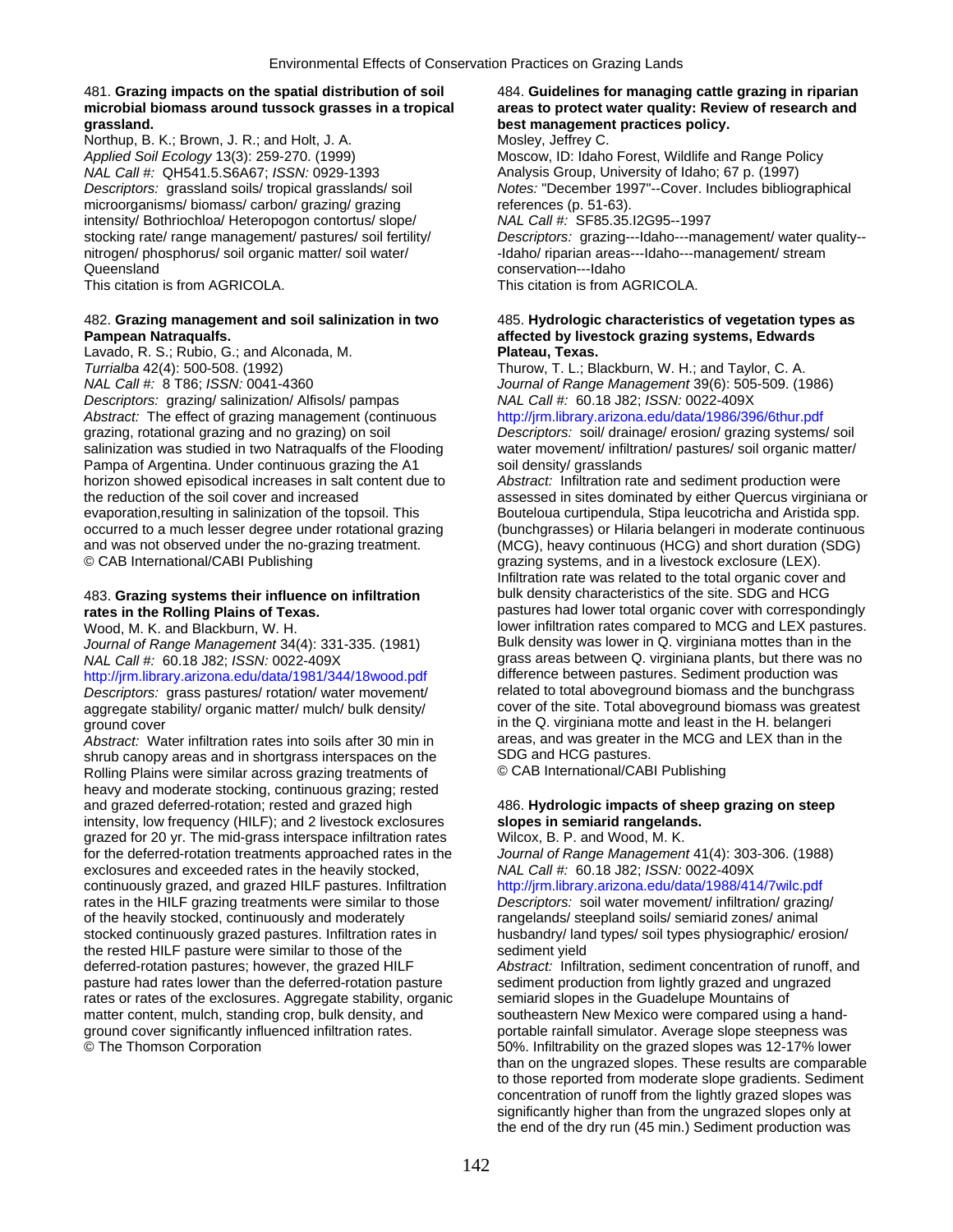481. **Grazing impacts on the spatial distribution of soil microbial biomass around tussock grasses in a tropical grassland.**
Northup, B. K.; Brown, J. R.; and Holt, J. A.
*Applied Soil Ecology* 13(3): 259-270. (1999)
*NAL Call #:* QH541.5.S6A67; *ISSN:* 0929-1393
*Descriptors:* grassland soils/ tropical grasslands/ soil microorganisms/ biomass/ carbon/ grazing/ grazing intensity/ Bothriochloa/ Heteropogon contortus/ slope/ stocking rate/ range management/ pastures/ soil fertility/ nitrogen/ phosphorus/ soil organic matter/ soil water/ Queensland
This citation is from AGRICOLA.

482. **Grazing management and soil salinization in two Pampean Natraqualfs.**
Lavado, R. S.; Rubio, G.; and Alconada, M.
*Turrialba* 42(4): 500-508. (1992)
*NAL Call #:* 8 T86; *ISSN:* 0041-4360
*Descriptors:* grazing/ salinization/ Alfisols/ pampas
*Abstract:* The effect of grazing management (continuous grazing, rotational grazing and no grazing) on soil salinization was studied in two Natraqualfs of the Flooding Pampa of Argentina. Under continuous grazing the A1 horizon showed episodical increases in salt content due to the reduction of the soil cover and increased evaporation,resulting in salinization of the topsoil. This occurred to a much lesser degree under rotational grazing and was not observed under the no-grazing treatment.
© CAB International/CABI Publishing

483. **Grazing systems their influence on infiltration rates in the Rolling Plains of Texas.**
Wood, M. K. and Blackburn, W. H.
*Journal of Range Management* 34(4): 331-335. (1981)
*NAL Call #:* 60.18 J82; *ISSN:* 0022-409X
http://jrm.library.arizona.edu/data/1981/344/18wood.pdf
*Descriptors:* grass pastures/ rotation/ water movement/ aggregate stability/ organic matter/ mulch/ bulk density/ ground cover
*Abstract:* Water infiltration rates into soils after 30 min in shrub canopy areas and in shortgrass interspaces on the Rolling Plains were similar across grazing treatments of heavy and moderate stocking, continuous grazing; rested and grazed deferred-rotation; rested and grazed high intensity, low frequency (HILF); and 2 livestock exclosures grazed for 20 yr. The mid-grass interspace infiltration rates for the deferred-rotation treatments approached rates in the exclosures and exceeded rates in the heavily stocked, continuously grazed, and grazed HILF pastures. Infiltration rates in the HILF grazing treatments were similar to those of the heavily stocked, continuously and moderately stocked continuously grazed pastures. Infiltration rates in the rested HILF pasture were similar to those of the deferred-rotation pastures; however, the grazed HILF pasture had rates lower than the deferred-rotation pasture rates or rates of the exclosures. Aggregate stability, organic matter content, mulch, standing crop, bulk density, and ground cover significantly influenced infiltration rates.
© The Thomson Corporation

484. **Guidelines for managing cattle grazing in riparian areas to protect water quality: Review of research and best management practices policy.**
Mosley, Jeffrey C.
Moscow, ID: Idaho Forest, Wildlife and Range Policy Analysis Group, University of Idaho; 67 p. (1997)
*Notes:* "December 1997"--Cover. Includes bibliographical references (p. 51-63).
*NAL Call #:* SF85.35.I2G95--1997
*Descriptors:* grazing---Idaho---management/ water quality---Idaho/ riparian areas---Idaho---management/ stream conservation---Idaho
This citation is from AGRICOLA.

485. **Hydrologic characteristics of vegetation types as affected by livestock grazing systems, Edwards Plateau, Texas.**
Thurow, T. L.; Blackburn, W. H.; and Taylor, C. A.
*Journal of Range Management* 39(6): 505-509. (1986)
*NAL Call #:* 60.18 J82; *ISSN:* 0022-409X
http://jrm.library.arizona.edu/data/1986/396/6thur.pdf
*Descriptors:* soil/ drainage/ erosion/ grazing systems/ soil water movement/ infiltration/ pastures/ soil organic matter/ soil density/ grasslands
*Abstract:* Infiltration rate and sediment production were assessed in sites dominated by either Quercus virginiana or Bouteloua curtipendula, Stipa leucotricha and Aristida spp. (bunchgrasses) or Hilaria belangeri in moderate continuous (MCG), heavy continuous (HCG) and short duration (SDG) grazing systems, and in a livestock exclosure (LEX). Infiltration rate was related to the total organic cover and bulk density characteristics of the site. SDG and HCG pastures had lower total organic cover with correspondingly lower infiltration rates compared to MCG and LEX pastures. Bulk density was lower in Q. virginiana mottes than in the grass areas between Q. virginiana plants, but there was no difference between pastures. Sediment production was related to total aboveground biomass and the bunchgrass cover of the site. Total aboveground biomass was greatest in the Q. virginiana motte and least in the H. belangeri areas, and was greater in the MCG and LEX than in the SDG and HCG pastures.
© CAB International/CABI Publishing

486. **Hydrologic impacts of sheep grazing on steep slopes in semiarid rangelands.**
Wilcox, B. P. and Wood, M. K.
*Journal of Range Management* 41(4): 303-306. (1988)
*NAL Call #:* 60.18 J82; *ISSN:* 0022-409X
http://jrm.library.arizona.edu/data/1988/414/7wilc.pdf
*Descriptors:* soil water movement/ infiltration/ grazing/ rangelands/ steepland soils/ semiarid zones/ animal husbandry/ land types/ soil types physiographic/ erosion/ sediment yield
*Abstract:* Infiltration, sediment concentration of runoff, and sediment production from lightly grazed and ungrazed semiarid slopes in the Guadelupe Mountains of southeastern New Mexico were compared using a hand-portable rainfall simulator. Average slope steepness was 50%. Infiltrability on the grazed slopes was 12-17% lower than on the ungrazed slopes. These results are comparable to those reported from moderate slope gradients. Sediment concentration of runoff from the lightly grazed slopes was significantly higher than from the ungrazed slopes only at the end of the dry run (45 min.) Sediment production was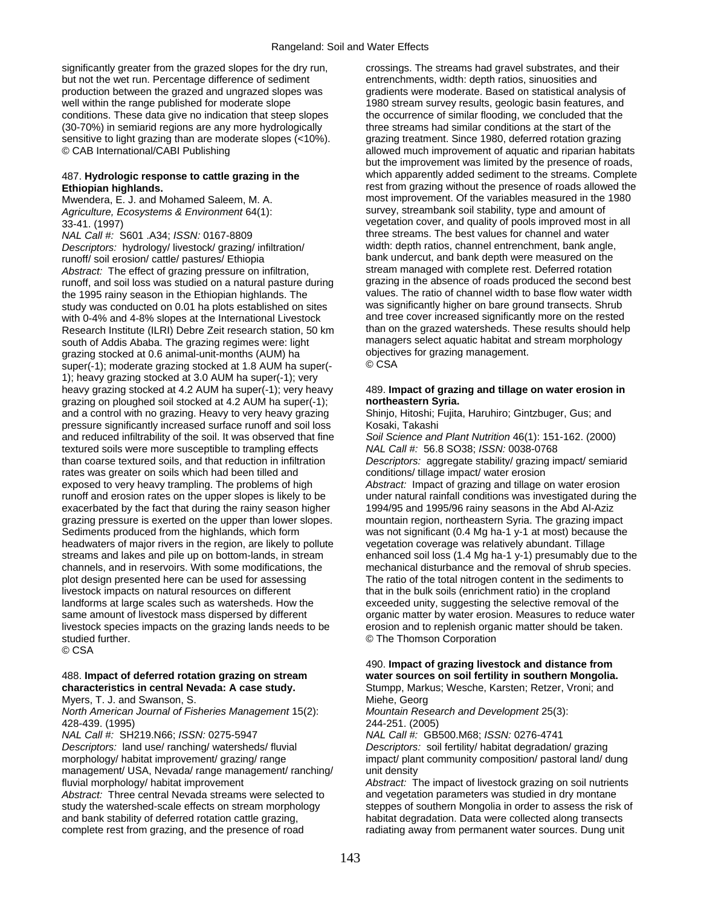significantly greater from the grazed slopes for the dry run, but not the wet run. Percentage difference of sediment production between the grazed and ungrazed slopes was well within the range published for moderate slope conditions. These data give no indication that steep slopes (30-70%) in semiarid regions are any more hydrologically sensitive to light grazing than are moderate slopes (<10%).
© CAB International/CABI Publishing

487. **Hydrologic response to cattle grazing in the Ethiopian highlands.**
Mwendera, E. J. and Mohamed Saleem, M. A.
*Agriculture, Ecosystems & Environment* 64(1): 33-41. (1997)
*NAL Call #:* S601 .A34; *ISSN:* 0167-8809
*Descriptors:* hydrology/ livestock/ grazing/ infiltration/ runoff/ soil erosion/ cattle/ pastures/ Ethiopia
*Abstract:* The effect of grazing pressure on infiltration, runoff, and soil loss was studied on a natural pasture during the 1995 rainy season in the Ethiopian highlands. The study was conducted on 0.01 ha plots established on sites with 0-4% and 4-8% slopes at the International Livestock Research Institute (ILRI) Debre Zeit research station, 50 km south of Addis Ababa. The grazing regimes were: light grazing stocked at 0.6 animal-unit-months (AUM) ha super(-1); moderate grazing stocked at 1.8 AUM ha super(-1); heavy grazing stocked at 3.0 AUM ha super(-1); very heavy grazing stocked at 4.2 AUM ha super(-1); very heavy grazing on ploughed soil stocked at 4.2 AUM ha super(-1); and a control with no grazing. Heavy to very heavy grazing pressure significantly increased surface runoff and soil loss and reduced infiltrability of the soil. It was observed that fine textured soils were more susceptible to trampling effects than coarse textured soils, and that reduction in infiltration rates was greater on soils which had been tilled and exposed to very heavy trampling. The problems of high runoff and erosion rates on the upper slopes is likely to be exacerbated by the fact that during the rainy season higher grazing pressure is exerted on the upper than lower slopes. Sediments produced from the highlands, which form headwaters of major rivers in the region, are likely to pollute streams and lakes and pile up on bottom-lands, in stream channels, and in reservoirs. With some modifications, the plot design presented here can be used for assessing livestock impacts on natural resources on different landforms at large scales such as watersheds. How the same amount of livestock mass dispersed by different livestock species impacts on the grazing lands needs to be studied further.
© CSA

488. **Impact of deferred rotation grazing on stream characteristics in central Nevada: A case study.**
Myers, T. J. and Swanson, S.
*North American Journal of Fisheries Management* 15(2): 428-439. (1995)
*NAL Call #:* SH219.N66; *ISSN:* 0275-5947
*Descriptors:* land use/ ranching/ watersheds/ fluvial morphology/ habitat improvement/ grazing/ range management/ USA, Nevada/ range management/ ranching/ fluvial morphology/ habitat improvement
*Abstract:* Three central Nevada streams were selected to study the watershed-scale effects on stream morphology and bank stability of deferred rotation cattle grazing, complete rest from grazing, and the presence of road crossings. The streams had gravel substrates, and their entrenchments, width: depth ratios, sinuosities and gradients were moderate. Based on statistical analysis of 1980 stream survey results, geologic basin features, and the occurrence of similar flooding, we concluded that the three streams had similar conditions at the start of the grazing treatment. Since 1980, deferred rotation grazing allowed much improvement of aquatic and riparian habitats but the improvement was limited by the presence of roads, which apparently added sediment to the streams. Complete rest from grazing without the presence of roads allowed the most improvement. Of the variables measured in the 1980 survey, streambank soil stability, type and amount of vegetation cover, and quality of pools improved most in all three streams. The best values for channel and water width: depth ratios, channel entrenchment, bank angle, bank undercut, and bank depth were measured on the stream managed with complete rest. Deferred rotation grazing in the absence of roads produced the second best values. The ratio of channel width to base flow water width was significantly higher on bare ground transects. Shrub and tree cover increased significantly more on the rested than on the grazed watersheds. These results should help managers select aquatic habitat and stream morphology objectives for grazing management.
© CSA

489. **Impact of grazing and tillage on water erosion in northeastern Syria.**
Shinjo, Hitoshi; Fujita, Haruhiro; Gintzbuger, Gus; and Kosaki, Takashi
*Soil Science and Plant Nutrition* 46(1): 151-162. (2000)
*NAL Call #:* 56.8 SO38; *ISSN:* 0038-0768
*Descriptors:* aggregate stability/ grazing impact/ semiarid conditions/ tillage impact/ water erosion
*Abstract:* Impact of grazing and tillage on water erosion under natural rainfall conditions was investigated during the 1994/95 and 1995/96 rainy seasons in the Abd Al-Aziz mountain region, northeastern Syria. The grazing impact was not significant (0.4 Mg ha-1 y-1 at most) because the vegetation coverage was relatively abundant. Tillage enhanced soil loss (1.4 Mg ha-1 y-1) presumably due to the mechanical disturbance and the removal of shrub species. The ratio of the total nitrogen content in the sediments to that in the bulk soils (enrichment ratio) in the cropland exceeded unity, suggesting the selective removal of the organic matter by water erosion. Measures to reduce water erosion and to replenish organic matter should be taken.
© The Thomson Corporation

490. **Impact of grazing livestock and distance from water sources on soil fertility in southern Mongolia.**
Stumpp, Markus; Wesche, Karsten; Retzer, Vroni; and Miehe, Georg
*Mountain Research and Development* 25(3): 244-251. (2005)
*NAL Call #:* GB500.M68; *ISSN:* 0276-4741
*Descriptors:* soil fertility/ habitat degradation/ grazing impact/ plant community composition/ pastoral land/ dung unit density
*Abstract:* The impact of livestock grazing on soil nutrients and vegetation parameters was studied in dry montane steppes of southern Mongolia in order to assess the risk of habitat degradation. Data were collected along transects radiating away from permanent water sources. Dung unit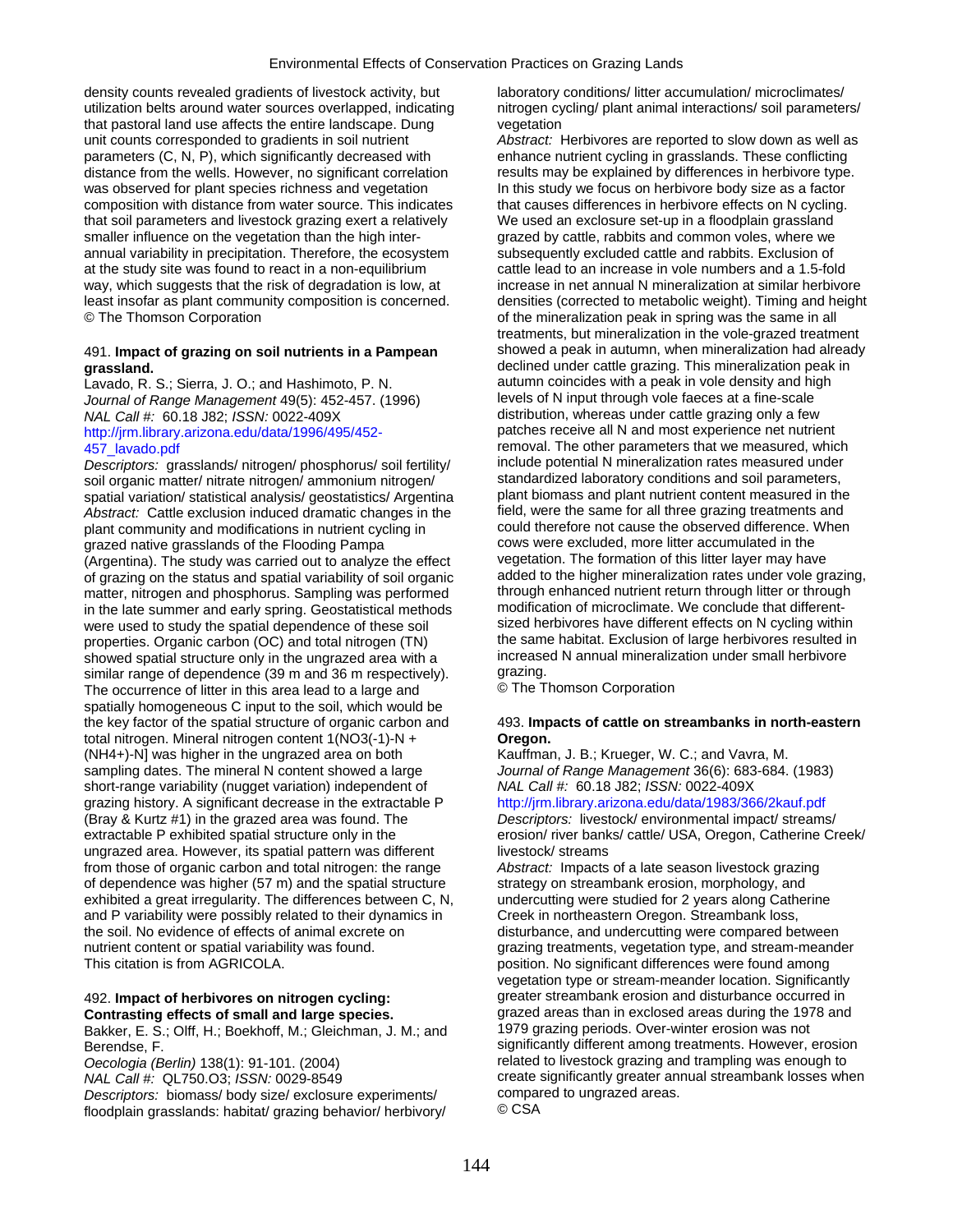density counts revealed gradients of livestock activity, but utilization belts around water sources overlapped, indicating that pastoral land use affects the entire landscape. Dung unit counts corresponded to gradients in soil nutrient parameters (C, N, P), which significantly decreased with distance from the wells. However, no significant correlation was observed for plant species richness and vegetation composition with distance from water source. This indicates that soil parameters and livestock grazing exert a relatively smaller influence on the vegetation than the high inter-annual variability in precipitation. Therefore, the ecosystem at the study site was found to react in a non-equilibrium way, which suggests that the risk of degradation is low, at least insofar as plant community composition is concerned.
© The Thomson Corporation

491. **Impact of grazing on soil nutrients in a Pampean grassland.**
Lavado, R. S.; Sierra, J. O.; and Hashimoto, P. N.
*Journal of Range Management* 49(5): 452-457. (1996)
*NAL Call #:* 60.18 J82; *ISSN:* 0022-409X
http://jrm.library.arizona.edu/data/1996/495/452-457_lavado.pdf
*Descriptors:* grasslands/ nitrogen/ phosphorus/ soil fertility/ soil organic matter/ nitrate nitrogen/ ammonium nitrogen/ spatial variation/ statistical analysis/ geostatistics/ Argentina
*Abstract:* Cattle exclusion induced dramatic changes in the plant community and modifications in nutrient cycling in grazed native grasslands of the Flooding Pampa (Argentina). The study was carried out to analyze the effect of grazing on the status and spatial variability of soil organic matter, nitrogen and phosphorus. Sampling was performed in the late summer and early spring. Geostatistical methods were used to study the spatial dependence of these soil properties. Organic carbon (OC) and total nitrogen (TN) showed spatial structure only in the ungrazed area with a similar range of dependence (39 m and 36 m respectively). The occurrence of litter in this area lead to a large and spatially homogeneous C input to the soil, which would be the key factor of the spatial structure of organic carbon and total nitrogen. Mineral nitrogen content 1(NO3(-1)-N + (NH4+)-N] was higher in the ungrazed area on both sampling dates. The mineral N content showed a large short-range variability (nugget variation) independent of grazing history. A significant decrease in the extractable P (Bray & Kurtz #1) in the grazed area was found. The extractable P exhibited spatial structure only in the ungrazed area. However, its spatial pattern was different from those of organic carbon and total nitrogen: the range of dependence was higher (57 m) and the spatial structure exhibited a great irregularity. The differences between C, N, and P variability were possibly related to their dynamics in the soil. No evidence of effects of animal excrete on nutrient content or spatial variability was found.
This citation is from AGRICOLA.

492. **Impact of herbivores on nitrogen cycling: Contrasting effects of small and large species.**
Bakker, E. S.; Olff, H.; Boekhoff, M.; Gleichman, J. M.; and Berendse, F.
*Oecologia (Berlin)* 138(1): 91-101. (2004)
*NAL Call #:* QL750.O3; *ISSN:* 0029-8549
*Descriptors:* biomass/ body size/ exclosure experiments/ floodplain grasslands: habitat/ grazing behavior/ herbivory/ laboratory conditions/ litter accumulation/ microclimates/ nitrogen cycling/ plant animal interactions/ soil parameters/ vegetation
*Abstract:* Herbivores are reported to slow down as well as enhance nutrient cycling in grasslands. These conflicting results may be explained by differences in herbivore type. In this study we focus on herbivore body size as a factor that causes differences in herbivore effects on N cycling. We used an exclosure set-up in a floodplain grassland grazed by cattle, rabbits and common voles, where we subsequently excluded cattle and rabbits. Exclusion of cattle lead to an increase in vole numbers and a 1.5-fold increase in net annual N mineralization at similar herbivore densities (corrected to metabolic weight). Timing and height of the mineralization peak in spring was the same in all treatments, but mineralization in the vole-grazed treatment showed a peak in autumn, when mineralization had already declined under cattle grazing. This mineralization peak in autumn coincides with a peak in vole density and high levels of N input through vole faeces at a fine-scale distribution, whereas under cattle grazing only a few patches receive all N and most experience net nutrient removal. The other parameters that we measured, which include potential N mineralization rates measured under standardized laboratory conditions and soil parameters, plant biomass and plant nutrient content measured in the field, were the same for all three grazing treatments and could therefore not cause the observed difference. When cows were excluded, more litter accumulated in the vegetation. The formation of this litter layer may have added to the higher mineralization rates under vole grazing, through enhanced nutrient return through litter or through modification of microclimate. We conclude that different-sized herbivores have different effects on N cycling within the same habitat. Exclusion of large herbivores resulted in increased N annual mineralization under small herbivore grazing.
© The Thomson Corporation

493. **Impacts of cattle on streambanks in north-eastern Oregon.**
Kauffman, J. B.; Krueger, W. C.; and Vavra, M.
*Journal of Range Management* 36(6): 683-684. (1983)
*NAL Call #:* 60.18 J82; *ISSN:* 0022-409X
http://jrm.library.arizona.edu/data/1983/366/2kauf.pdf
*Descriptors:* livestock/ environmental impact/ streams/ erosion/ river banks/ cattle/ USA, Oregon, Catherine Creek/ livestock/ streams
*Abstract:* Impacts of a late season livestock grazing strategy on streambank erosion, morphology, and undercutting were studied for 2 years along Catherine Creek in northeastern Oregon. Streambank loss, disturbance, and undercutting were compared between grazing treatments, vegetation type, and stream-meander position. No significant differences were found among vegetation type or stream-meander location. Significantly greater streambank erosion and disturbance occurred in grazed areas than in exclosed areas during the 1978 and 1979 grazing periods. Over-winter erosion was not significantly different among treatments. However, erosion related to livestock grazing and trampling was enough to create significantly greater annual streambank losses when compared to ungrazed areas.
© CSA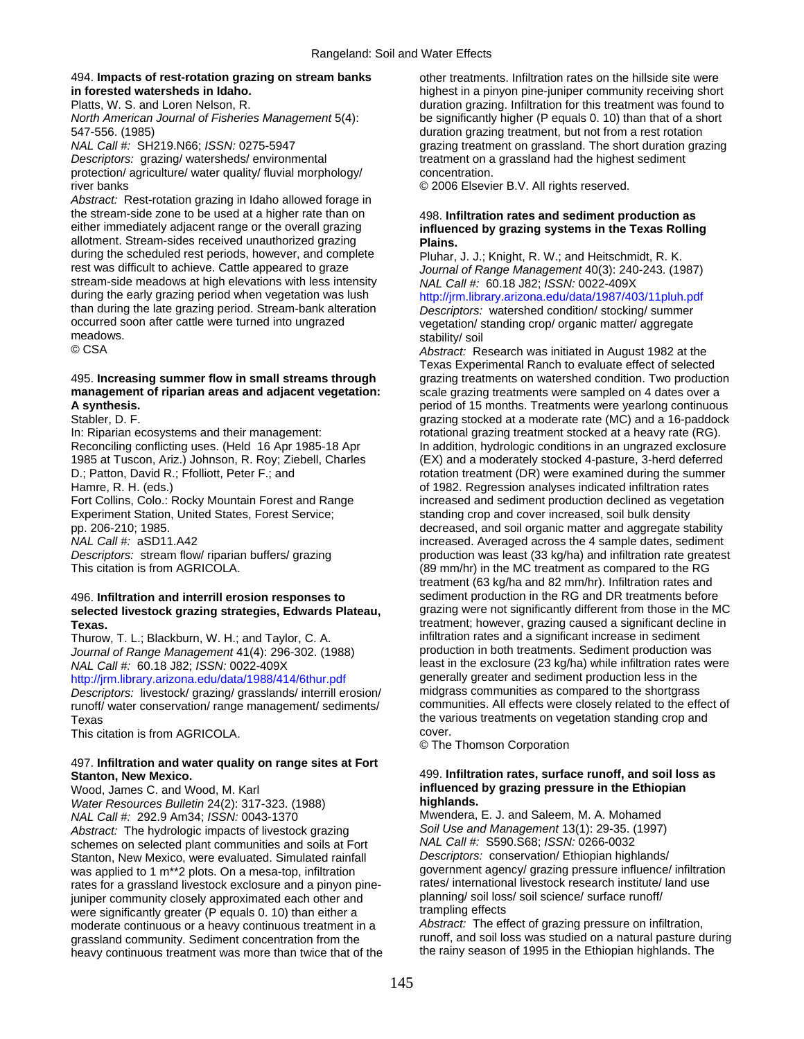494. **Impacts of rest-rotation grazing on stream banks in forested watersheds in Idaho.**
Platts, W. S. and Loren Nelson, R.
*North American Journal of Fisheries Management* 5(4): 547-556. (1985)
*NAL Call #:* SH219.N66; *ISSN:* 0275-5947
*Descriptors:* grazing/ watersheds/ environmental protection/ agriculture/ water quality/ fluvial morphology/ river banks
*Abstract:* Rest-rotation grazing in Idaho allowed forage in the stream-side zone to be used at a higher rate than on either immediately adjacent range or the overall grazing allotment. Stream-sides received unauthorized grazing during the scheduled rest periods, however, and complete rest was difficult to achieve. Cattle appeared to graze stream-side meadows at high elevations with less intensity during the early grazing period when vegetation was lush than during the late grazing period. Stream-bank alteration occurred soon after cattle were turned into ungrazed meadows.
© CSA

495. **Increasing summer flow in small streams through management of riparian areas and adjacent vegetation: A synthesis.**
Stabler, D. F.
In: Riparian ecosystems and their management: Reconciling conflicting uses. (Held 16 Apr 1985-18 Apr 1985 at Tuscon, Ariz.) Johnson, R. Roy; Ziebell, Charles D.; Patton, David R.; Ffolliott, Peter F.; and Hamre, R. H. (eds.)
Fort Collins, Colo.: Rocky Mountain Forest and Range Experiment Station, United States, Forest Service; pp. 206-210; 1985.
*NAL Call #:* aSD11.A42
*Descriptors:* stream flow/ riparian buffers/ grazing
This citation is from AGRICOLA.

496. **Infiltration and interrill erosion responses to selected livestock grazing strategies, Edwards Plateau, Texas.**
Thurow, T. L.; Blackburn, W. H.; and Taylor, C. A.
*Journal of Range Management* 41(4): 296-302. (1988)
*NAL Call #:* 60.18 J82; *ISSN:* 0022-409X
http://jrm.library.arizona.edu/data/1988/414/6thur.pdf
*Descriptors:* livestock/ grazing/ grasslands/ interrill erosion/ runoff/ water conservation/ range management/ sediments/ Texas
This citation is from AGRICOLA.

497. **Infiltration and water quality on range sites at Fort Stanton, New Mexico.**
Wood, James C. and Wood, M. Karl
*Water Resources Bulletin* 24(2): 317-323. (1988)
*NAL Call #:* 292.9 Am34; *ISSN:* 0043-1370
*Abstract:* The hydrologic impacts of livestock grazing schemes on selected plant communities and soils at Fort Stanton, New Mexico, were evaluated. Simulated rainfall was applied to 1 m**2 plots. On a mesa-top, infiltration rates for a grassland livestock exclosure and a pinyon pine-juniper community closely approximated each other and were significantly greater (P equals 0. 10) than either a moderate continuous or a heavy continuous treatment in a grassland community. Sediment concentration from the heavy continuous treatment was more than twice that of the other treatments. Infiltration rates on the hillside site were highest in a pinyon pine-juniper community receiving short duration grazing. Infiltration for this treatment was found to be significantly higher (P equals 0. 10) than that of a short duration grazing treatment, but not from a rest rotation grazing treatment on grassland. The short duration grazing treatment on a grassland had the highest sediment concentration.
© 2006 Elsevier B.V. All rights reserved.

498. **Infiltration rates and sediment production as influenced by grazing systems in the Texas Rolling Plains.**
Pluhar, J. J.; Knight, R. W.; and Heitschmidt, R. K.
*Journal of Range Management* 40(3): 240-243. (1987)
*NAL Call #:* 60.18 J82; *ISSN:* 0022-409X
http://jrm.library.arizona.edu/data/1987/403/11pluh.pdf
*Descriptors:* watershed condition/ stocking/ summer vegetation/ standing crop/ organic matter/ aggregate stability/ soil
*Abstract:* Research was initiated in August 1982 at the Texas Experimental Ranch to evaluate effect of selected grazing treatments on watershed condition. Two production scale grazing treatments were sampled on 4 dates over a period of 15 months. Treatments were yearlong continuous grazing stocked at a moderate rate (MC) and a 16-paddock rotational grazing treatment stocked at a heavy rate (RG). In addition, hydrologic conditions in an ungrazed exclosure (EX) and a moderately stocked 4-pasture, 3-herd deferred rotation treatment (DR) were examined during the summer of 1982. Regression analyses indicated infiltration rates increased and sediment production declined as vegetation standing crop and cover increased, soil bulk density decreased, and soil organic matter and aggregate stability increased. Averaged across the 4 sample dates, sediment production was least (33 kg/ha) and infiltration rate greatest (89 mm/hr) in the MC treatment as compared to the RG treatment (63 kg/ha and 82 mm/hr). Infiltration rates and sediment production in the RG and DR treatments before grazing were not significantly different from those in the MC treatment; however, grazing caused a significant decline in infiltration rates and a significant increase in sediment production in both treatments. Sediment production was least in the exclosure (23 kg/ha) while infiltration rates were generally greater and sediment production less in the midgrass communities as compared to the shortgrass communities. All effects were closely related to the effect of the various treatments on vegetation standing crop and cover.
© The Thomson Corporation

499. **Infiltration rates, surface runoff, and soil loss as influenced by grazing pressure in the Ethiopian highlands.**
Mwendera, E. J. and Saleem, M. A. Mohamed
*Soil Use and Management* 13(1): 29-35. (1997)
*NAL Call #:* S590.S68; *ISSN:* 0266-0032
*Descriptors:* conservation/ Ethiopian highlands/ government agency/ grazing pressure influence/ infiltration rates/ international livestock research institute/ land use planning/ soil loss/ soil science/ surface runoff/ trampling effects
*Abstract:* The effect of grazing pressure on infiltration, runoff, and soil loss was studied on a natural pasture during the rainy season of 1995 in the Ethiopian highlands. The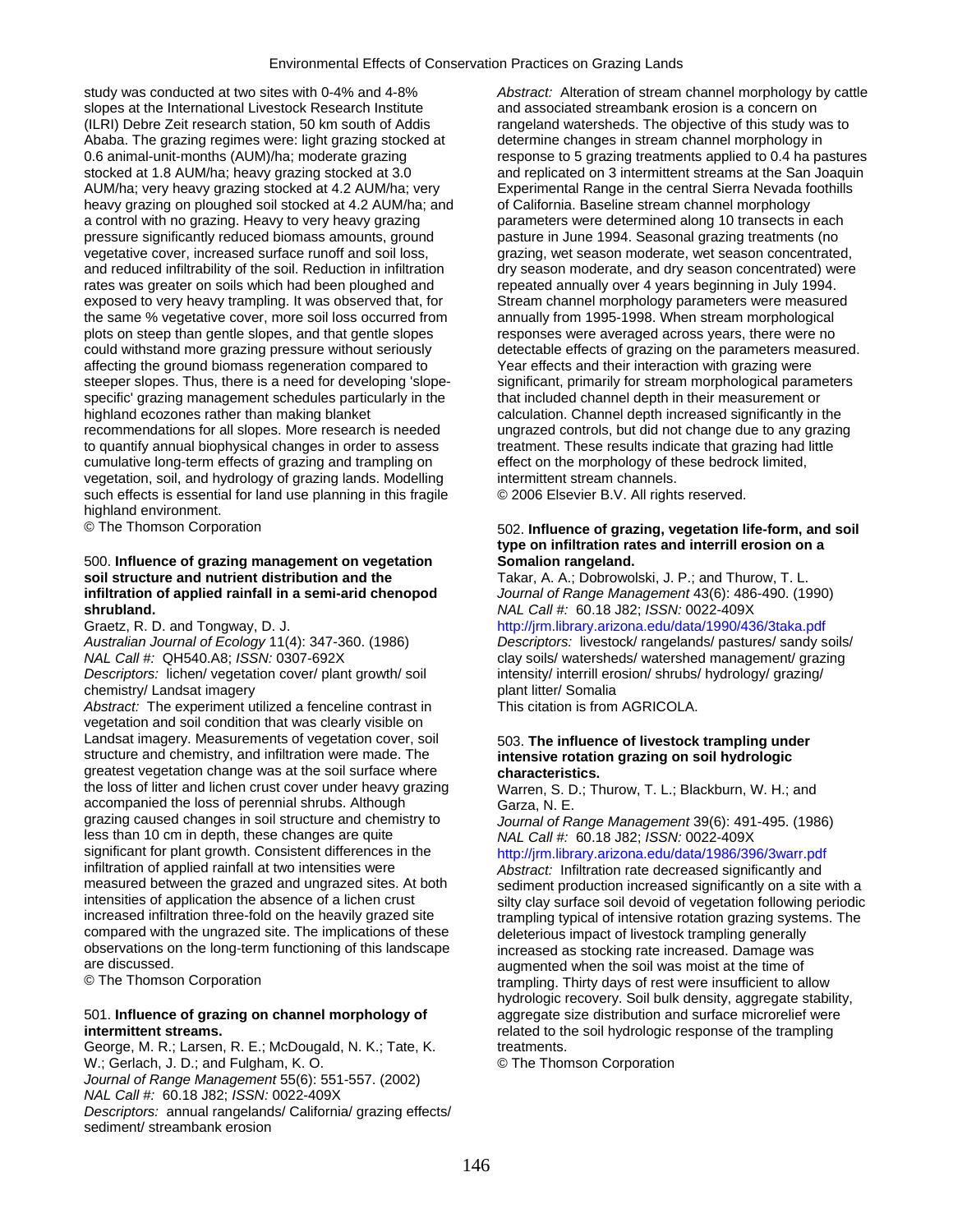study was conducted at two sites with 0-4% and 4-8% slopes at the International Livestock Research Institute (ILRI) Debre Zeit research station, 50 km south of Addis Ababa. The grazing regimes were: light grazing stocked at 0.6 animal-unit-months (AUM)/ha; moderate grazing stocked at 1.8 AUM/ha; heavy grazing stocked at 3.0 AUM/ha; very heavy grazing stocked at 4.2 AUM/ha; very heavy grazing on ploughed soil stocked at 4.2 AUM/ha; and a control with no grazing. Heavy to very heavy grazing pressure significantly reduced biomass amounts, ground vegetative cover, increased surface runoff and soil loss, and reduced infiltrability of the soil. Reduction in infiltration rates was greater on soils which had been ploughed and exposed to very heavy trampling. It was observed that, for the same % vegetative cover, more soil loss occurred from plots on steep than gentle slopes, and that gentle slopes could withstand more grazing pressure without seriously affecting the ground biomass regeneration compared to steeper slopes. Thus, there is a need for developing 'slope-specific' grazing management schedules particularly in the highland ecozones rather than making blanket recommendations for all slopes. More research is needed to quantify annual biophysical changes in order to assess cumulative long-term effects of grazing and trampling on vegetation, soil, and hydrology of grazing lands. Modelling such effects is essential for land use planning in this fragile highland environment.
© The Thomson Corporation

500. **Influence of grazing management on vegetation soil structure and nutrient distribution and the infiltration of applied rainfall in a semi-arid chenopod shrubland.**
Graetz, R. D. and Tongway, D. J.
*Australian Journal of Ecology* 11(4): 347-360. (1986)
*NAL Call #:* QH540.A8; *ISSN:* 0307-692X
*Descriptors:* lichen/ vegetation cover/ plant growth/ soil chemistry/ Landsat imagery
*Abstract:* The experiment utilized a fenceline contrast in vegetation and soil condition that was clearly visible on Landsat imagery. Measurements of vegetation cover, soil structure and chemistry, and infiltration were made. The greatest vegetation change was at the soil surface where the loss of litter and lichen crust cover under heavy grazing accompanied the loss of perennial shrubs. Although grazing caused changes in soil structure and chemistry to less than 10 cm in depth, these changes are quite significant for plant growth. Consistent differences in the infiltration of applied rainfall at two intensities were measured between the grazed and ungrazed sites. At both intensities of application the absence of a lichen crust increased infiltration three-fold on the heavily grazed site compared with the ungrazed site. The implications of these observations on the long-term functioning of this landscape are discussed.
© The Thomson Corporation

501. **Influence of grazing on channel morphology of intermittent streams.**
George, M. R.; Larsen, R. E.; McDougald, N. K.; Tate, K. W.; Gerlach, J. D.; and Fulgham, K. O.
*Journal of Range Management* 55(6): 551-557. (2002)
*NAL Call #:* 60.18 J82; *ISSN:* 0022-409X
*Descriptors:* annual rangelands/ California/ grazing effects/ sediment/ streambank erosion
*Abstract:* Alteration of stream channel morphology by cattle and associated streambank erosion is a concern on rangeland watersheds. The objective of this study was to determine changes in stream channel morphology in response to 5 grazing treatments applied to 0.4 ha pastures and replicated on 3 intermittent streams at the San Joaquin Experimental Range in the central Sierra Nevada foothills of California. Baseline stream channel morphology parameters were determined along 10 transects in each pasture in June 1994. Seasonal grazing treatments (no grazing, wet season moderate, wet season concentrated, dry season moderate, and dry season concentrated) were repeated annually over 4 years beginning in July 1994. Stream channel morphology parameters were measured annually from 1995-1998. When stream morphological responses were averaged across years, there were no detectable effects of grazing on the parameters measured. Year effects and their interaction with grazing were significant, primarily for stream morphological parameters that included channel depth in their measurement or calculation. Channel depth increased significantly in the ungrazed controls, but did not change due to any grazing treatment. These results indicate that grazing had little effect on the morphology of these bedrock limited, intermittent stream channels.
© 2006 Elsevier B.V. All rights reserved.

502. **Influence of grazing, vegetation life-form, and soil type on infiltration rates and interrill erosion on a Somalion rangeland.**
Takar, A. A.; Dobrowolski, J. P.; and Thurow, T. L.
*Journal of Range Management* 43(6): 486-490. (1990)
*NAL Call #:* 60.18 J82; *ISSN:* 0022-409X
http://jrm.library.arizona.edu/data/1990/436/3taka.pdf
*Descriptors:* livestock/ rangelands/ pastures/ sandy soils/ clay soils/ watersheds/ watershed management/ grazing intensity/ interrill erosion/ shrubs/ hydrology/ grazing/ plant litter/ Somalia
This citation is from AGRICOLA.

503. **The influence of livestock trampling under intensive rotation grazing on soil hydrologic characteristics.**
Warren, S. D.; Thurow, T. L.; Blackburn, W. H.; and Garza, N. E.
*Journal of Range Management* 39(6): 491-495. (1986)
*NAL Call #:* 60.18 J82; *ISSN:* 0022-409X
http://jrm.library.arizona.edu/data/1986/396/3warr.pdf
*Abstract:* Infiltration rate decreased significantly and sediment production increased significantly on a site with a silty clay surface soil devoid of vegetation following periodic trampling typical of intensive rotation grazing systems. The deleterious impact of livestock trampling generally increased as stocking rate increased. Damage was augmented when the soil was moist at the time of trampling. Thirty days of rest were insufficient to allow hydrologic recovery. Soil bulk density, aggregate stability, aggregate size distribution and surface microrelief were related to the soil hydrologic response of the trampling treatments.
© The Thomson Corporation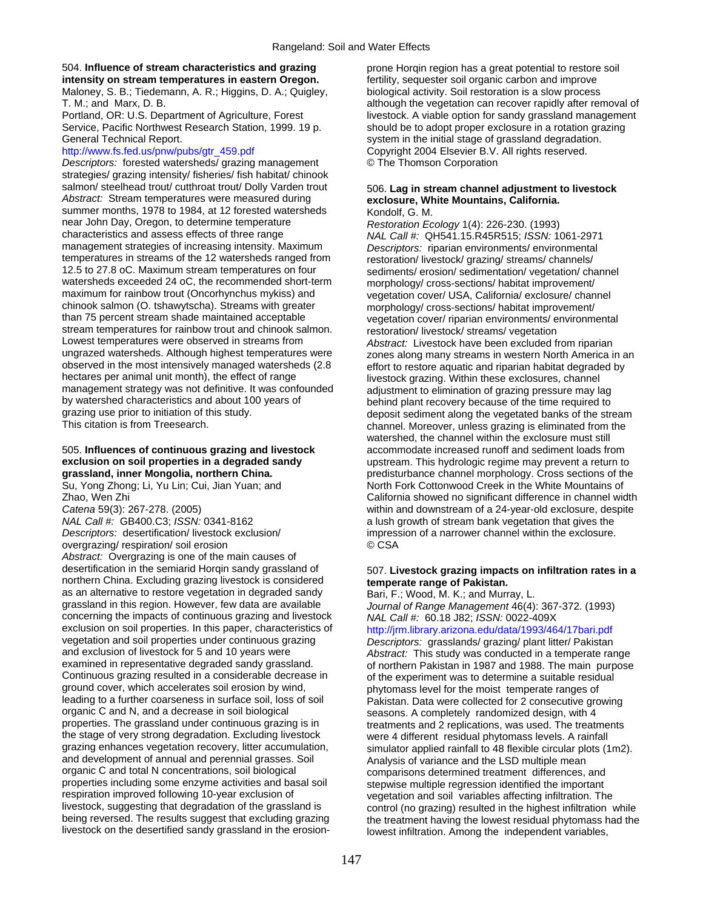504. **Influence of stream characteristics and grazing intensity on stream temperatures in eastern Oregon.**
Maloney, S. B.; Tiedemann, A. R.; Higgins, D. A.; Quigley, T. M.; and Marx, D. B.
Portland, OR: U.S. Department of Agriculture, Forest Service, Pacific Northwest Research Station, 1999. 19 p. General Technical Report.
http://www.fs.fed.us/pnw/pubs/gtr_459.pdf
*Descriptors:* forested watersheds/ grazing management strategies/ grazing intensity/ fisheries/ fish habitat/ chinook salmon/ steelhead trout/ cutthroat trout/ Dolly Varden trout
*Abstract:* Stream temperatures were measured during summer months, 1978 to 1984, at 12 forested watersheds near John Day, Oregon, to determine temperature characteristics and assess effects of three range management strategies of increasing intensity. Maximum temperatures in streams of the 12 watersheds ranged from 12.5 to 27.8 oC. Maximum stream temperatures on four watersheds exceeded 24 oC, the recommended short-term maximum for rainbow trout (Oncorhynchus mykiss) and chinook salmon (O. tshawytscha). Streams with greater than 75 percent stream shade maintained acceptable stream temperatures for rainbow trout and chinook salmon. Lowest temperatures were observed in streams from ungrazed watersheds. Although highest temperatures were observed in the most intensively managed watersheds (2.8 hectares per animal unit month), the effect of range management strategy was not definitive. It was confounded by watershed characteristics and about 100 years of grazing use prior to initiation of this study.
This citation is from Treesearch.

505. **Influences of continuous grazing and livestock exclusion on soil properties in a degraded sandy grassland, inner Mongolia, northern China.**
Su, Yong Zhong; Li, Yu Lin; Cui, Jian Yuan; and Zhao, Wen Zhi
*Catena* 59(3): 267-278. (2005)
*NAL Call #:* GB400.C3; *ISSN:* 0341-8162
*Descriptors:* desertification/ livestock exclusion/ overgrazing/ respiration/ soil erosion
*Abstract:* Overgrazing is one of the main causes of desertification in the semiarid Horqin sandy grassland of northern China. Excluding grazing livestock is considered as an alternative to restore vegetation in degraded sandy grassland in this region. However, few data are available concerning the impacts of continuous grazing and livestock exclusion on soil properties. In this paper, characteristics of vegetation and soil properties under continuous grazing and exclusion of livestock for 5 and 10 years were examined in representative degraded sandy grassland. Continuous grazing resulted in a considerable decrease in ground cover, which accelerates soil erosion by wind, leading to a further coarseness in surface soil, loss of soil organic C and N, and a decrease in soil biological properties. The grassland under continuous grazing is in the stage of very strong degradation. Excluding livestock grazing enhances vegetation recovery, litter accumulation, and development of annual and perennial grasses. Soil organic C and total N concentrations, soil biological properties including some enzyme activities and basal soil respiration improved following 10-year exclusion of livestock, suggesting that degradation of the grassland is being reversed. The results suggest that excluding grazing livestock on the desertified sandy grassland in the erosion-prone Horqin region has a great potential to restore soil fertility, sequester soil organic carbon and improve biological activity. Soil restoration is a slow process although the vegetation can recover rapidly after removal of livestock. A viable option for sandy grassland management should be to adopt proper exclosure in a rotation grazing system in the initial stage of grassland degradation.
Copyright 2004 Elsevier B.V. All rights reserved.
© The Thomson Corporation

506. **Lag in stream channel adjustment to livestock exclosure, White Mountains, California.**
Kondolf, G. M.
*Restoration Ecology* 1(4): 226-230. (1993)
*NAL Call #:* QH541.15.R45R515; *ISSN:* 1061-2971
*Descriptors:* riparian environments/ environmental restoration/ livestock/ grazing/ streams/ channels/ sediments/ erosion/ sedimentation/ vegetation/ channel morphology/ cross-sections/ habitat improvement/ vegetation cover/ USA, California/ exclosure/ channel morphology/ cross-sections/ habitat improvement/ vegetation cover/ riparian environments/ environmental restoration/ livestock/ streams/ vegetation
*Abstract:* Livestock have been excluded from riparian zones along many streams in western North America in an effort to restore aquatic and riparian habitat degraded by livestock grazing. Within these exclosures, channel adjustment to elimination of grazing pressure may lag behind plant recovery because of the time required to deposit sediment along the vegetated banks of the stream channel. Moreover, unless grazing is eliminated from the watershed, the channel within the exclosure must still accommodate increased runoff and sediment loads from upstream. This hydrologic regime may prevent a return to predisturbance channel morphology. Cross sections of the North Fork Cottonwood Creek in the White Mountains of California showed no significant difference in channel width within and downstream of a 24-year-old exclosure, despite a lush growth of stream bank vegetation that gives the impression of a narrower channel within the exclosure.
© CSA

507. **Livestock grazing impacts on infiltration rates in a temperate range of Pakistan.**
Bari, F.; Wood, M. K.; and Murray, L.
*Journal of Range Management* 46(4): 367-372. (1993)
*NAL Call #:* 60.18 J82; *ISSN:* 0022-409X
http://jrm.library.arizona.edu/data/1993/464/17bari.pdf
*Descriptors:* grasslands/ grazing/ plant litter/ Pakistan
*Abstract:* This study was conducted in a temperate range of northern Pakistan in 1987 and 1988. The main purpose of the experiment was to determine a suitable residual phytomass level for the moist temperate ranges of Pakistan. Data were collected for 2 consecutive growing seasons. A completely randomized design, with 4 treatments and 2 replications, was used. The treatments were 4 different residual phytomass levels. A rainfall simulator applied rainfall to 48 flexible circular plots (1m2). Analysis of variance and the LSD multiple mean comparisons determined treatment differences, and stepwise multiple regression identified the important vegetation and soil variables affecting infiltration. The control (no grazing) resulted in the highest infiltration while the treatment having the lowest residual phytomass had the lowest infiltration. Among the independent variables,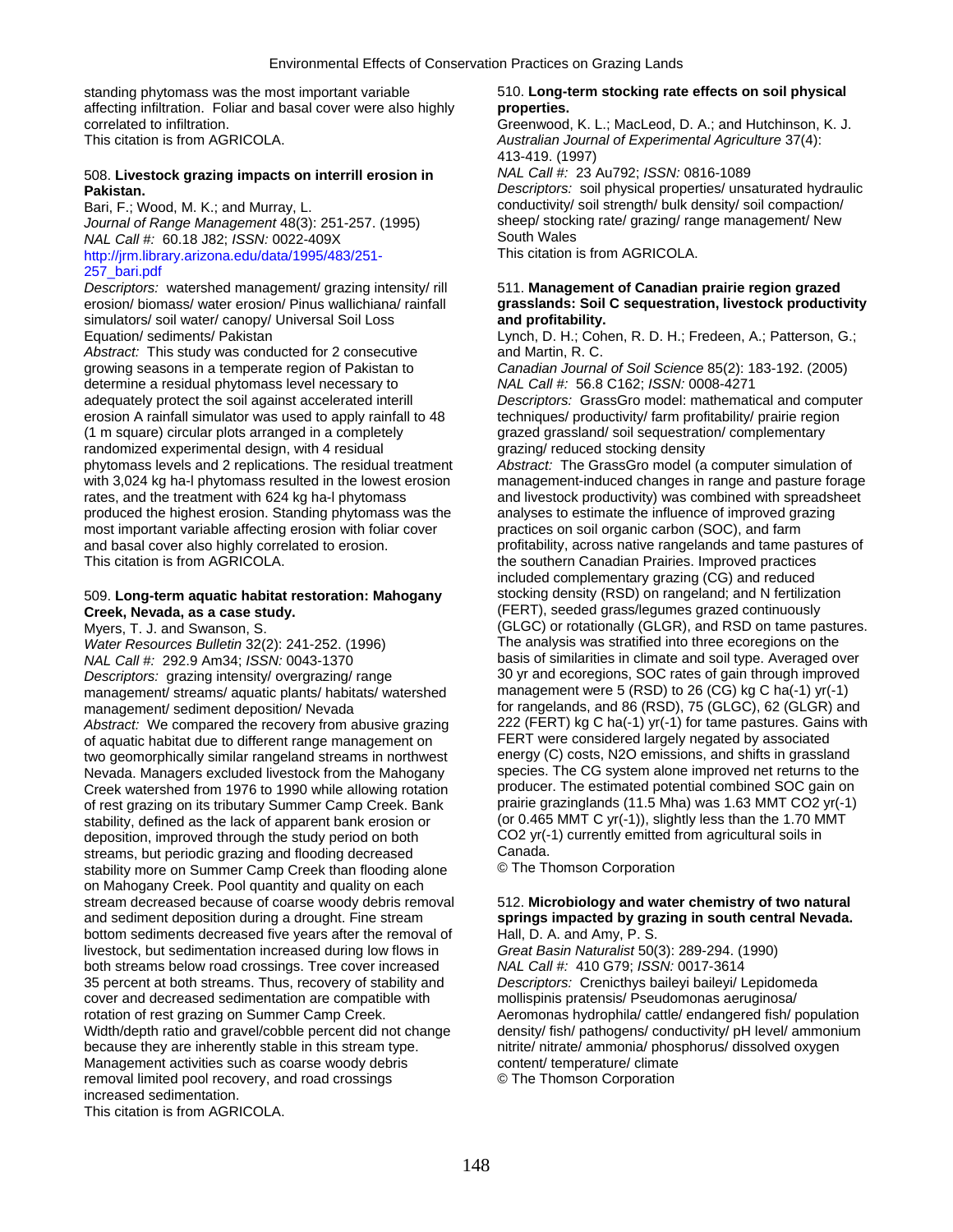standing phytomass was the most important variable affecting infiltration. Foliar and basal cover were also highly correlated to infiltration.
This citation is from AGRICOLA.

508. **Livestock grazing impacts on interrill erosion in Pakistan.**
Bari, F.; Wood, M. K.; and Murray, L.
*Journal of Range Management* 48(3): 251-257. (1995)
*NAL Call #:* 60.18 J82; *ISSN:* 0022-409X
http://jrm.library.arizona.edu/data/1995/483/251-257_bari.pdf
*Descriptors:* watershed management/ grazing intensity/ rill erosion/ biomass/ water erosion/ Pinus wallichiana/ rainfall simulators/ soil water/ canopy/ Universal Soil Loss Equation/ sediments/ Pakistan
*Abstract:* This study was conducted for 2 consecutive growing seasons in a temperate region of Pakistan to determine a residual phytomass level necessary to adequately protect the soil against accelerated interill erosion A rainfall simulator was used to apply rainfall to 48 (1 m square) circular plots arranged in a completely randomized experimental design, with 4 residual phytomass levels and 2 replications. The residual treatment with 3,024 kg ha-l phytomass resulted in the lowest erosion rates, and the treatment with 624 kg ha-l phytomass produced the highest erosion. Standing phytomass was the most important variable affecting erosion with foliar cover and basal cover also highly correlated to erosion.
This citation is from AGRICOLA.

509. **Long-term aquatic habitat restoration: Mahogany Creek, Nevada, as a case study.**
Myers, T. J. and Swanson, S.
*Water Resources Bulletin* 32(2): 241-252. (1996)
*NAL Call #:* 292.9 Am34; *ISSN:* 0043-1370
*Descriptors:* grazing intensity/ overgrazing/ range management/ streams/ aquatic plants/ habitats/ watershed management/ sediment deposition/ Nevada
*Abstract:* We compared the recovery from abusive grazing of aquatic habitat due to different range management on two geomorphically similar rangeland streams in northwest Nevada. Managers excluded livestock from the Mahogany Creek watershed from 1976 to 1990 while allowing rotation of rest grazing on its tributary Summer Camp Creek. Bank stability, defined as the lack of apparent bank erosion or deposition, improved through the study period on both streams, but periodic grazing and flooding decreased stability more on Summer Camp Creek than flooding alone on Mahogany Creek. Pool quantity and quality on each stream decreased because of coarse woody debris removal and sediment deposition during a drought. Fine stream bottom sediments decreased five years after the removal of livestock, but sedimentation increased during low flows in both streams below road crossings. Tree cover increased 35 percent at both streams. Thus, recovery of stability and cover and decreased sedimentation are compatible with rotation of rest grazing on Summer Camp Creek. Width/depth ratio and gravel/cobble percent did not change because they are inherently stable in this stream type. Management activities such as coarse woody debris removal limited pool recovery, and road crossings increased sedimentation.
This citation is from AGRICOLA.

510. **Long-term stocking rate effects on soil physical properties.**
Greenwood, K. L.; MacLeod, D. A.; and Hutchinson, K. J.
*Australian Journal of Experimental Agriculture* 37(4): 413-419. (1997)
*NAL Call #:* 23 Au792; *ISSN:* 0816-1089
*Descriptors:* soil physical properties/ unsaturated hydraulic conductivity/ soil strength/ bulk density/ soil compaction/ sheep/ stocking rate/ grazing/ range management/ New South Wales
This citation is from AGRICOLA.

511. **Management of Canadian prairie region grazed grasslands: Soil C sequestration, livestock productivity and profitability.**
Lynch, D. H.; Cohen, R. D. H.; Fredeen, A.; Patterson, G.; and Martin, R. C.
*Canadian Journal of Soil Science* 85(2): 183-192. (2005)
*NAL Call #:* 56.8 C162; *ISSN:* 0008-4271
*Descriptors:* GrassGro model: mathematical and computer techniques/ productivity/ farm profitability/ prairie region grazed grassland/ soil sequestration/ complementary grazing/ reduced stocking density
*Abstract:* The GrassGro model (a computer simulation of management-induced changes in range and pasture forage and livestock productivity) was combined with spreadsheet analyses to estimate the influence of improved grazing practices on soil organic carbon (SOC), and farm profitability, across native rangelands and tame pastures of the southern Canadian Prairies. Improved practices included complementary grazing (CG) and reduced stocking density (RSD) on rangeland; and N fertilization (FERT), seeded grass/legumes grazed continuously (GLGC) or rotationally (GLGR), and RSD on tame pastures. The analysis was stratified into three ecoregions on the basis of similarities in climate and soil type. Averaged over 30 yr and ecoregions, SOC rates of gain through improved management were 5 (RSD) to 26 (CG) kg C ha(-1) yr(-1) for rangelands, and 86 (RSD), 75 (GLGC), 62 (GLGR) and 222 (FERT) kg C ha(-1) yr(-1) for tame pastures. Gains with FERT were considered largely negated by associated energy (C) costs, N2O emissions, and shifts in grassland species. The CG system alone improved net returns to the producer. The estimated potential combined SOC gain on prairie grazinglands (11.5 Mha) was 1.63 MMT CO2 yr(-1) (or 0.465 MMT C yr(-1)), slightly less than the 1.70 MMT CO2 yr(-1) currently emitted from agricultural soils in Canada.
© The Thomson Corporation

512. **Microbiology and water chemistry of two natural springs impacted by grazing in south central Nevada.**
Hall, D. A. and Amy, P. S.
*Great Basin Naturalist* 50(3): 289-294. (1990)
*NAL Call #:* 410 G79; *ISSN:* 0017-3614
*Descriptors:* Crenicthys baileyi baileyi/ Lepidomeda mollispinis pratensis/ Pseudomonas aeruginosa/ Aeromonas hydrophila/ cattle/ endangered fish/ population density/ fish/ pathogens/ conductivity/ pH level/ ammonium nitrite/ nitrate/ ammonia/ phosphorus/ dissolved oxygen content/ temperature/ climate
© The Thomson Corporation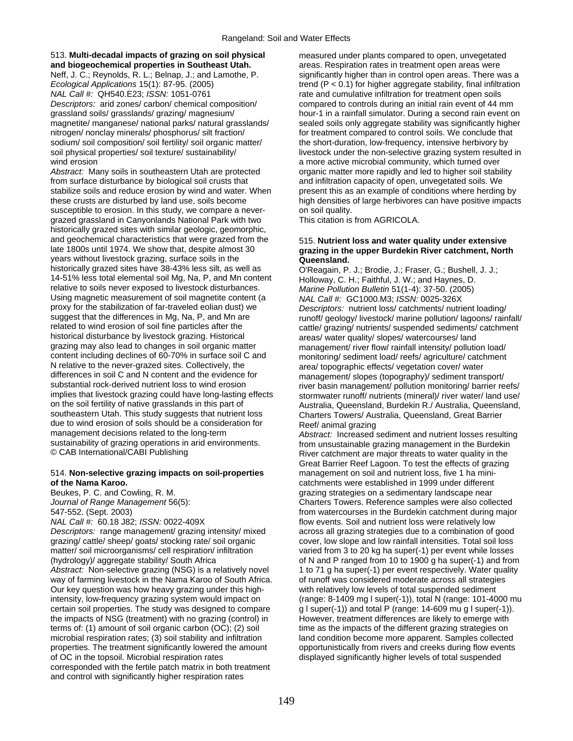513. **Multi-decadal impacts of grazing on soil physical and biogeochemical properties in Southeast Utah.**
Neff, J. C.; Reynolds, R. L.; Belnap, J.; and Lamothe, P.
*Ecological Applications* 15(1): 87-95. (2005)
*NAL Call #:* QH540.E23; *ISSN:* 1051-0761
*Descriptors:* arid zones/ carbon/ chemical composition/ grassland soils/ grasslands/ grazing/ magnesium/ magnetite/ manganese/ national parks/ natural grasslands/ nitrogen/ nonclay minerals/ phosphorus/ silt fraction/ sodium/ soil composition/ soil fertility/ soil organic matter/ soil physical properties/ soil texture/ sustainability/ wind erosion
*Abstract:* Many soils in southeastern Utah are protected from surface disturbance by biological soil crusts that stabilize soils and reduce erosion by wind and water. When these crusts are disturbed by land use, soils become susceptible to erosion. In this study, we compare a never-grazed grassland in Canyonlands National Park with two historically grazed sites with similar geologic, geomorphic, and geochemical characteristics that were grazed from the late 1800s until 1974. We show that, despite almost 30 years without livestock grazing, surface soils in the historically grazed sites have 38-43% less silt, as well as 14-51% less total elemental soil Mg, Na, P, and Mn content relative to soils never exposed to livestock disturbances. Using magnetic measurement of soil magnetite content (a proxy for the stabilization of far-traveled eolian dust) we suggest that the differences in Mg, Na, P, and Mn are related to wind erosion of soil fine particles after the historical disturbance by livestock grazing. Historical grazing may also lead to changes in soil organic matter content including declines of 60-70% in surface soil C and N relative to the never-grazed sites. Collectively, the differences in soil C and N content and the evidence for substantial rock-derived nutrient loss to wind erosion implies that livestock grazing could have long-lasting effects on the soil fertility of native grasslands in this part of southeastern Utah. This study suggests that nutrient loss due to wind erosion of soils should be a consideration for management decisions related to the long-term sustainability of grazing operations in arid environments.
© CAB International/CABI Publishing

514. **Non-selective grazing impacts on soil-properties of the Nama Karoo.**
Beukes, P. C. and Cowling, R. M.
*Journal of Range Management* 56(5): 547-552. (Sept. 2003)
*NAL Call #:* 60.18 J82; *ISSN:* 0022-409X
*Descriptors:* range management/ grazing intensity/ mixed grazing/ cattle/ sheep/ goats/ stocking rate/ soil organic matter/ soil microorganisms/ cell respiration/ infiltration (hydrology)/ aggregate stability/ South Africa
*Abstract:* Non-selective grazing (NSG) is a relatively novel way of farming livestock in the Nama Karoo of South Africa. Our key question was how heavy grazing under this high-intensity, low-frequency grazing system would impact on certain soil properties. The study was designed to compare the impacts of NSG (treatment) with no grazing (control) in terms of: (1) amount of soil organic carbon (OC); (2) soil microbial respiration rates; (3) soil stability and infiltration properties. The treatment significantly lowered the amount of OC in the topsoil. Microbial respiration rates corresponded with the fertile patch matrix in both treatment and control with significantly higher respiration rates measured under plants compared to open, unvegetated areas. Respiration rates in treatment open areas were significantly higher than in control open areas. There was a trend ($P < 0.1$) for higher aggregate stability, final infiltration rate and cumulative infiltration for treatment open soils compared to controls during an initial rain event of 44 mm hour-1 in a rainfall simulator. During a second rain event on sealed soils only aggregate stability was significantly higher for treatment compared to control soils. We conclude that the short-duration, low-frequency, intensive herbivory by livestock under the non-selective grazing system resulted in a more active microbial community, which turned over organic matter more rapidly and led to higher soil stability and infiltration capacity of open, unvegetated soils. We present this as an example of conditions where herding by high densities of large herbivores can have positive impacts on soil quality.
This citation is from AGRICOLA.

515. **Nutrient loss and water quality under extensive grazing in the upper Burdekin River catchment, North Queensland.**
O'Reagain, P. J.; Brodie, J.; Fraser, G.; Bushell, J. J.; Holloway, C. H.; Faithful, J. W.; and Haynes, D.
*Marine Pollution Bulletin* 51(1-4): 37-50. (2005)
*NAL Call #:* GC1000.M3; *ISSN:* 0025-326X
*Descriptors:* nutrient loss/ catchments/ nutrient loading/ runoff/ geology/ livestock/ marine pollution/ lagoons/ rainfall/ cattle/ grazing/ nutrients/ suspended sediments/ catchment areas/ water quality/ slopes/ watercourses/ land management/ river flow/ rainfall intensity/ pollution load/ monitoring/ sediment load/ reefs/ agriculture/ catchment area/ topographic effects/ vegetation cover/ water management/ slopes (topography)/ sediment transport/ river basin management/ pollution monitoring/ barrier reefs/ stormwater runoff/ nutrients (mineral)/ river water/ land use/ Australia, Queensland, Burdekin R./ Australia, Queensland, Charters Towers/ Australia, Queensland, Great Barrier Reef/ animal grazing
*Abstract:* Increased sediment and nutrient losses resulting from unsustainable grazing management in the Burdekin River catchment are major threats to water quality in the Great Barrier Reef Lagoon. To test the effects of grazing management on soil and nutrient loss, five 1 ha mini-catchments were established in 1999 under different grazing strategies on a sedimentary landscape near Charters Towers. Reference samples were also collected from watercourses in the Burdekin catchment during major flow events. Soil and nutrient loss were relatively low across all grazing strategies due to a combination of good cover, low slope and low rainfall intensities. Total soil loss varied from 3 to 20 kg ha super(-1) per event while losses of N and P ranged from 10 to 1900 g ha super(-1) and from 1 to 71 g ha super(-1) per event respectively. Water quality of runoff was considered moderate across all strategies with relatively low levels of total suspended sediment (range: 8-1409 mg l super(-1)), total N (range: 101-4000 mu g l super(-1)) and total P (range: 14-609 mu g l super(-1)). However, treatment differences are likely to emerge with time as the impacts of the different grazing strategies on land condition become more apparent. Samples collected opportunistically from rivers and creeks during flow events displayed significantly higher levels of total suspended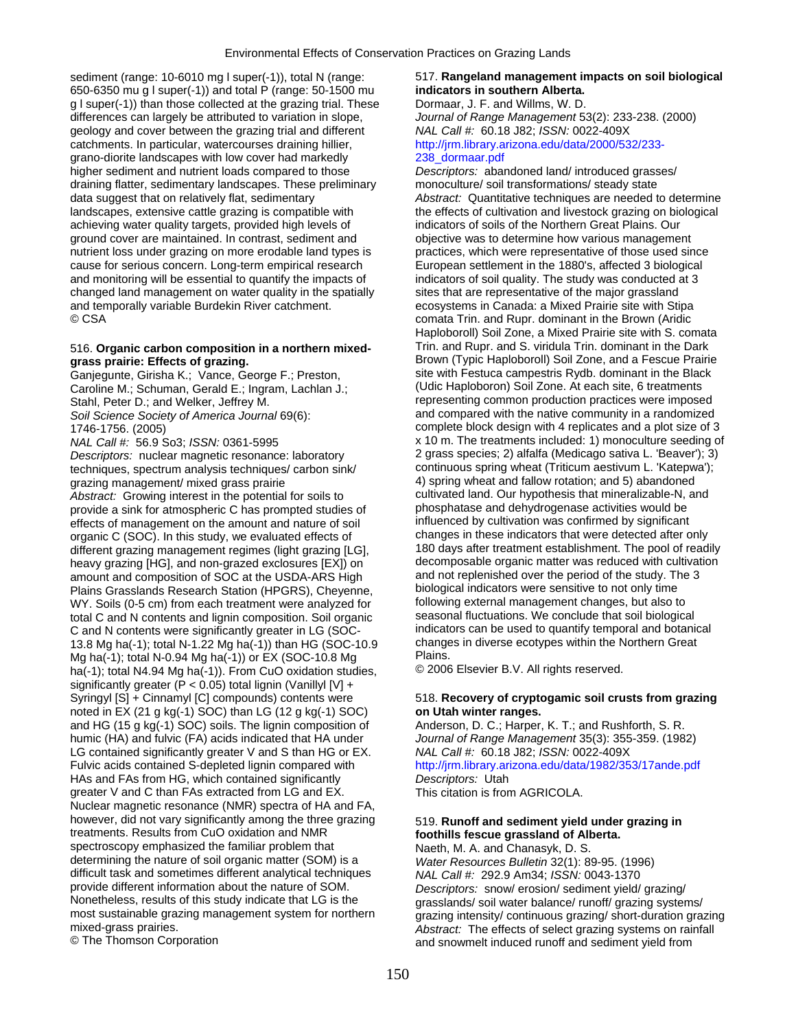sediment (range: 10-6010 mg l super(-1)), total N (range: 650-6350 mu g l super(-1)) and total P (range: 50-1500 mu g l super(-1)) than those collected at the grazing trial. These differences can largely be attributed to variation in slope, geology and cover between the grazing trial and different catchments. In particular, watercourses draining hillier, grano-diorite landscapes with low cover had markedly higher sediment and nutrient loads compared to those draining flatter, sedimentary landscapes. These preliminary data suggest that on relatively flat, sedimentary landscapes, extensive cattle grazing is compatible with achieving water quality targets, provided high levels of ground cover are maintained. In contrast, sediment and nutrient loss under grazing on more erodable land types is cause for serious concern. Long-term empirical research and monitoring will be essential to quantify the impacts of changed land management on water quality in the spatially and temporally variable Burdekin River catchment.
© CSA

516. **Organic carbon composition in a northern mixed-grass prairie: Effects of grazing.**
Ganjegunte, Girisha K.; Vance, George F.; Preston, Caroline M.; Schuman, Gerald E.; Ingram, Lachlan J.; Stahl, Peter D.; and Welker, Jeffrey M.
*Soil Science Society of America Journal* 69(6): 1746-1756. (2005)
*NAL Call #:* 56.9 So3; *ISSN:* 0361-5995
*Descriptors:* nuclear magnetic resonance: laboratory techniques, spectrum analysis techniques/ carbon sink/ grazing management/ mixed grass prairie
*Abstract:* Growing interest in the potential for soils to provide a sink for atmospheric C has prompted studies of effects of management on the amount and nature of soil organic C (SOC). In this study, we evaluated effects of different grazing management regimes (light grazing [LG], heavy grazing [HG], and non-grazed exclosures [EX]) on amount and composition of SOC at the USDA-ARS High Plains Grasslands Research Station (HPGRS), Cheyenne, WY. Soils (0-5 cm) from each treatment were analyzed for total C and N contents and lignin composition. Soil organic C and N contents were significantly greater in LG (SOC-13.8 Mg ha(-1); total N-1.22 Mg ha(-1)) than HG (SOC-10.9 Mg ha(-1); total N-0.94 Mg ha(-1)) or EX (SOC-10.8 Mg ha(-1); total N4.94 Mg ha(-1)). From CuO oxidation studies, significantly greater ($P < 0.05$) total lignin (Vanillyl [V] + Syringyl [S] + Cinnamyl [C] compounds) contents were noted in EX (21 g kg(-1) SOC) than LG (12 g kg(-1) SOC) and HG (15 g kg(-1) SOC) soils. The lignin composition of humic (HA) and fulvic (FA) acids indicated that HA under LG contained significantly greater V and S than HG or EX. Fulvic acids contained S-depleted lignin compared with HAs and FAs from HG, which contained significantly greater V and C than FAs extracted from LG and EX. Nuclear magnetic resonance (NMR) spectra of HA and FA, however, did not vary significantly among the three grazing treatments. Results from CuO oxidation and NMR spectroscopy emphasized the familiar problem that determining the nature of soil organic matter (SOM) is a difficult task and sometimes different analytical techniques provide different information about the nature of SOM. Nonetheless, results of this study indicate that LG is the most sustainable grazing management system for northern mixed-grass prairies.
© The Thomson Corporation

517. **Rangeland management impacts on soil biological indicators in southern Alberta.**
Dormaar, J. F. and Willms, W. D.
*Journal of Range Management* 53(2): 233-238. (2000)
*NAL Call #:* 60.18 J82; *ISSN:* 0022-409X
http://jrm.library.arizona.edu/data/2000/532/233-238_dormaar.pdf
*Descriptors:* abandoned land/ introduced grasses/ monoculture/ soil transformations/ steady state
*Abstract:* Quantitative techniques are needed to determine the effects of cultivation and livestock grazing on biological indicators of soils of the Northern Great Plains. Our objective was to determine how various management practices, which were representative of those used since European settlement in the 1880's, affected 3 biological indicators of soil quality. The study was conducted at 3 sites that are representative of the major grassland ecosystems in Canada: a Mixed Prairie site with Stipa comata Trin. and Rupr. dominant in the Brown (Aridic Haploboroll) Soil Zone, a Mixed Prairie site with S. comata Trin. and Rupr. and S. viridula Trin. dominant in the Dark Brown (Typic Haploboroll) Soil Zone, and a Fescue Prairie site with Festuca campestris Rydb. dominant in the Black (Udic Haploboron) Soil Zone. At each site, 6 treatments representing common production practices were imposed and compared with the native community in a randomized complete block design with 4 replicates and a plot size of 3 x 10 m. The treatments included: 1) monoculture seeding of 2 grass species; 2) alfalfa (Medicago sativa L. 'Beaver'); 3) continuous spring wheat (Triticum aestivum L. 'Katepwa'); 4) spring wheat and fallow rotation; and 5) abandoned cultivated land. Our hypothesis that mineralizable-N, and phosphatase and dehydrogenase activities would be influenced by cultivation was confirmed by significant changes in these indicators that were detected after only 180 days after treatment establishment. The pool of readily decomposable organic matter was reduced with cultivation and not replenished over the period of the study. The 3 biological indicators were sensitive to not only time following external management changes, but also to seasonal fluctuations. We conclude that soil biological indicators can be used to quantify temporal and botanical changes in diverse ecotypes within the Northern Great Plains.
© 2006 Elsevier B.V. All rights reserved.

518. **Recovery of cryptogamic soil crusts from grazing on Utah winter ranges.**
Anderson, D. C.; Harper, K. T.; and Rushforth, S. R.
*Journal of Range Management* 35(3): 355-359. (1982)
*NAL Call #:* 60.18 J82; *ISSN:* 0022-409X
http://jrm.library.arizona.edu/data/1982/353/17ande.pdf
*Descriptors:* Utah
This citation is from AGRICOLA.

519. **Runoff and sediment yield under grazing in foothills fescue grassland of Alberta.**
Naeth, M. A. and Chanasyk, D. S.
*Water Resources Bulletin* 32(1): 89-95. (1996)
*NAL Call #:* 292.9 Am34; *ISSN:* 0043-1370
*Descriptors:* snow/ erosion/ sediment yield/ grazing/ grasslands/ soil water balance/ runoff/ grazing systems/ grazing intensity/ continuous grazing/ short-duration grazing
*Abstract:* The effects of select grazing systems on rainfall and snowmelt induced runoff and sediment yield from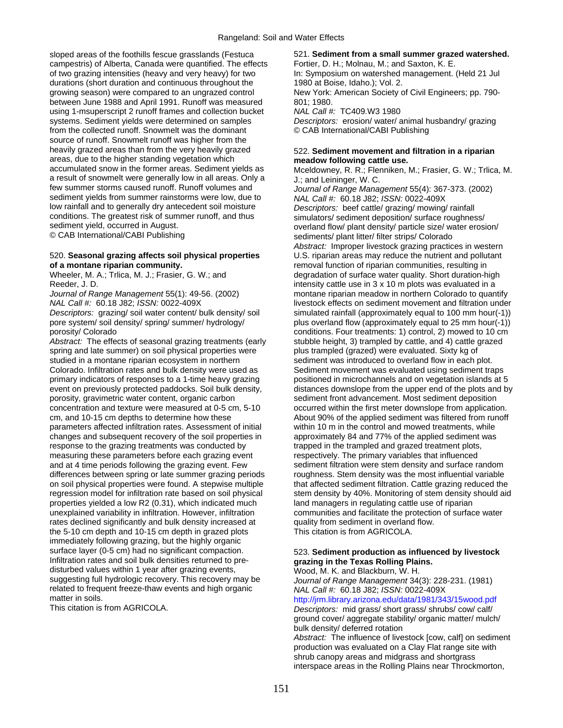sloped areas of the foothills fescue grasslands (Festuca campestris) of Alberta, Canada were quantified. The effects of two grazing intensities (heavy and very heavy) for two durations (short duration and continuous throughout the growing season) were compared to an ungrazed control between June 1988 and April 1991. Runoff was measured using 1-msuperscript 2 runoff frames and collection bucket systems. Sediment yields were determined on samples from the collected runoff. Snowmelt was the dominant source of runoff. Snowmelt runoff was higher from the heavily grazed areas than from the very heavily grazed areas, due to the higher standing vegetation which accumulated snow in the former areas. Sediment yields as a result of snowmelt were generally low in all areas. Only a few summer storms caused runoff. Runoff volumes and sediment yields from summer rainstorms were low, due to low rainfall and to generally dry antecedent soil moisture conditions. The greatest risk of summer runoff, and thus sediment yield, occurred in August.
© CAB International/CABI Publishing

520. **Seasonal grazing affects soil physical properties of a montane riparian community.**
Wheeler, M. A.; Trlica, M. J.; Frasier, G. W.; and Reeder, J. D.
*Journal of Range Management* 55(1): 49-56. (2002)
*NAL Call #:* 60.18 J82; *ISSN:* 0022-409X
*Descriptors:* grazing/ soil water content/ bulk density/ soil pore system/ soil density/ spring/ summer/ hydrology/ porosity/ Colorado
*Abstract:* The effects of seasonal grazing treatments (early spring and late summer) on soil physical properties were studied in a montane riparian ecosystem in northern Colorado. Infiltration rates and bulk density were used as primary indicators of responses to a 1-time heavy grazing event on previously protected paddocks. Soil bulk density, porosity, gravimetric water content, organic carbon concentration and texture were measured at 0-5 cm, 5-10 cm, and 10-15 cm depths to determine how these parameters affected infiltration rates. Assessment of initial changes and subsequent recovery of the soil properties in response to the grazing treatments was conducted by measuring these parameters before each grazing event and at 4 time periods following the grazing event. Few differences between spring or late summer grazing periods on soil physical properties were found. A stepwise multiple regression model for infiltration rate based on soil physical properties yielded a low R2 (0.31), which indicated much unexplained variability in infiltration. However, infiltration rates declined significantly and bulk density increased at the 5-10 cm depth and 10-15 cm depth in grazed plots immediately following grazing, but the highly organic surface layer (0-5 cm) had no significant compaction. Infiltration rates and soil bulk densities returned to pre-disturbed values within 1 year after grazing events, suggesting full hydrologic recovery. This recovery may be related to frequent freeze-thaw events and high organic matter in soils.
This citation is from AGRICOLA.

521. **Sediment from a small summer grazed watershed.**
Fortier, D. H.; Molnau, M.; and Saxton, K. E.
In: Symposium on watershed management. (Held 21 Jul 1980 at Boise, Idaho.); Vol. 2.
New York: American Society of Civil Engineers; pp. 790-801; 1980.
*NAL Call #:* TC409.W3 1980
*Descriptors:* erosion/ water/ animal husbandry/ grazing
© CAB International/CABI Publishing

522. **Sediment movement and filtration in a riparian meadow following cattle use.**
Mceldowney, R. R.; Flenniken, M.; Frasier, G. W.; Trlica, M. J.; and Leininger, W. C.
*Journal of Range Management* 55(4): 367-373. (2002)
*NAL Call #:* 60.18 J82; *ISSN:* 0022-409X
*Descriptors:* beef cattle/ grazing/ mowing/ rainfall simulators/ sediment deposition/ surface roughness/ overland flow/ plant density/ particle size/ water erosion/ sediments/ plant litter/ filter strips/ Colorado
*Abstract:* Improper livestock grazing practices in western U.S. riparian areas may reduce the nutrient and pollutant removal function of riparian communities, resulting in degradation of surface water quality. Short duration-high intensity cattle use in 3 x 10 m plots was evaluated in a montane riparian meadow in northern Colorado to quantify livestock effects on sediment movement and filtration under simulated rainfall (approximately equal to 100 mm hour(-1)) plus overland flow (approximately equal to 25 mm hour(-1)) conditions. Four treatments: 1) control, 2) mowed to 10 cm stubble height, 3) trampled by cattle, and 4) cattle grazed plus trampled (grazed) were evaluated. Sixty kg of sediment was introduced to overland flow in each plot. Sediment movement was evaluated using sediment traps positioned in microchannels and on vegetation islands at 5 distances downslope from the upper end of the plots and by sediment front advancement. Most sediment deposition occurred within the first meter downslope from application. About 90% of the applied sediment was filtered from runoff within 10 m in the control and mowed treatments, while approximately 84 and 77% of the applied sediment was trapped in the trampled and grazed treatment plots, respectively. The primary variables that influenced sediment filtration were stem density and surface random roughness. Stem density was the most influential variable that affected sediment filtration. Cattle grazing reduced the stem density by 40%. Monitoring of stem density should aid land managers in regulating cattle use of riparian communities and facilitate the protection of surface water quality from sediment in overland flow.
This citation is from AGRICOLA.

523. **Sediment production as influenced by livestock grazing in the Texas Rolling Plains.**
Wood, M. K. and Blackburn, W. H.
*Journal of Range Management* 34(3): 228-231. (1981)
*NAL Call #:* 60.18 J82; *ISSN:* 0022-409X
http://jrm.library.arizona.edu/data/1981/343/15wood.pdf
*Descriptors:* mid grass/ short grass/ shrubs/ cow/ calf/ ground cover/ aggregate stability/ organic matter/ mulch/ bulk density/ deferred rotation
*Abstract:* The influence of livestock [cow, calf] on sediment production was evaluated on a Clay Flat range site with shrub canopy areas and midgrass and shortgrass interspace areas in the Rolling Plains near Throckmorton,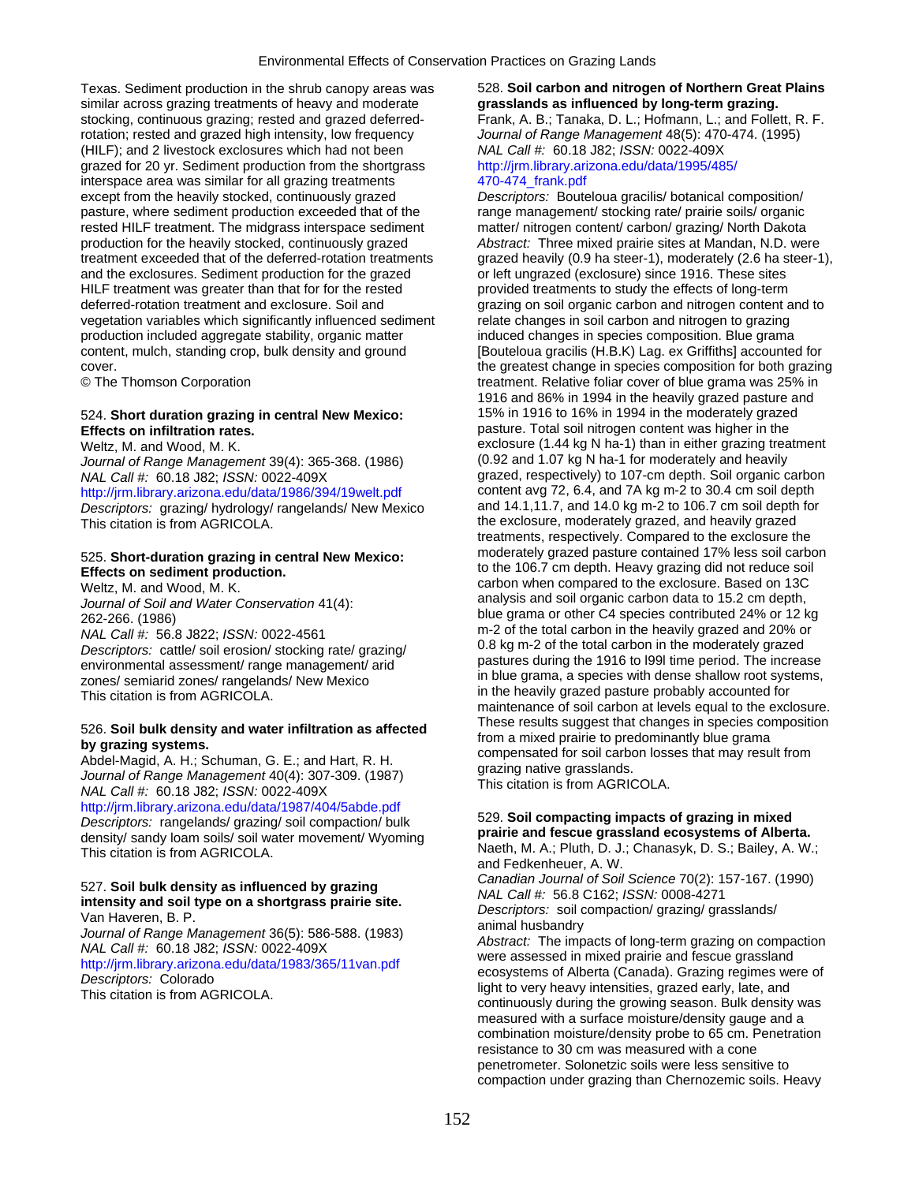Texas. Sediment production in the shrub canopy areas was similar across grazing treatments of heavy and moderate stocking, continuous grazing; rested and grazed deferred-rotation; rested and grazed high intensity, low frequency (HILF); and 2 livestock exclusures which had not been grazed for 20 yr. Sediment production from the shortgrass interspace area was similar for all grazing treatments except from the heavily stocked, continuously grazed pasture, where sediment production exceeded that of the rested HILF treatment. The midgrass interspace sediment production for the heavily stocked, continuously grazed treatment exceeded that of the deferred-rotation treatments and the exclosures. Sediment production for the grazed HILF treatment was greater than that for for the rested deferred-rotation treatment and exclosure. Soil and vegetation variables which significantly influenced sediment production included aggregate stability, organic matter content, mulch, standing crop, bulk density and ground cover.
© The Thomson Corporation

524. **Short duration grazing in central New Mexico: Effects on infiltration rates.**
Weltz, M. and Wood, M. K.
*Journal of Range Management* 39(4): 365-368. (1986)
*NAL Call #:* 60.18 J82; *ISSN:* 0022-409X
http://jrm.library.arizona.edu/data/1986/394/19welt.pdf
*Descriptors:* grazing/ hydrology/ rangelands/ New Mexico
This citation is from AGRICOLA.

525. **Short-duration grazing in central New Mexico: Effects on sediment production.**
Weltz, M. and Wood, M. K.
*Journal of Soil and Water Conservation* 41(4): 262-266. (1986)
*NAL Call #:* 56.8 J822; *ISSN:* 0022-4561
*Descriptors:* cattle/ soil erosion/ stocking rate/ grazing/ environmental assessment/ range management/ arid zones/ semiarid zones/ rangelands/ New Mexico
This citation is from AGRICOLA.

526. **Soil bulk density and water infiltration as affected by grazing systems.**
Abdel-Magid, A. H.; Schuman, G. E.; and Hart, R. H.
*Journal of Range Management* 40(4): 307-309. (1987)
*NAL Call #:* 60.18 J82; *ISSN:* 0022-409X
http://jrm.library.arizona.edu/data/1987/404/5abde.pdf
*Descriptors:* rangelands/ grazing/ soil compaction/ bulk density/ sandy loam soils/ soil water movement/ Wyoming
This citation is from AGRICOLA.

527. **Soil bulk density as influenced by grazing intensity and soil type on a shortgrass prairie site.**
Van Haveren, B. P.
*Journal of Range Management* 36(5): 586-588. (1983)
*NAL Call #:* 60.18 J82; *ISSN:* 0022-409X
http://jrm.library.arizona.edu/data/1983/365/11van.pdf
*Descriptors:* Colorado
This citation is from AGRICOLA.

528. **Soil carbon and nitrogen of Northern Great Plains grasslands as influenced by long-term grazing.**
Frank, A. B.; Tanaka, D. L.; Hofmann, L.; and Follett, R. F.
*Journal of Range Management* 48(5): 470-474. (1995)
*NAL Call #:* 60.18 J82; *ISSN:* 0022-409X
http://jrm.library.arizona.edu/data/1995/485/470-474_frank.pdf
*Descriptors:* Bouteloua gracilis/ botanical composition/ range management/ stocking rate/ prairie soils/ organic matter/ nitrogen content/ carbon/ grazing/ North Dakota
*Abstract:* Three mixed prairie sites at Mandan, N.D. were grazed heavily (0.9 ha steer-1), moderately (2.6 ha steer-1), or left ungrazed (exclosure) since 1916. These sites provided treatments to study the effects of long-term grazing on soil organic carbon and nitrogen content and to relate changes in soil carbon and nitrogen to grazing induced changes in species composition. Blue grama [Bouteloua gracilis (H.B.K) Lag. ex Griffiths] accounted for the greatest change in species composition for both grazing treatment. Relative foliar cover of blue grama was 25% in 1916 and 86% in 1994 in the heavily grazed pasture and 15% in 1916 to 16% in 1994 in the moderately grazed pasture. Total soil nitrogen content was higher in the exclosure (1.44 kg N ha-1) than in either grazing treatment (0.92 and 1.07 kg N ha-1 for moderately and heavily grazed, respectively) to 107-cm depth. Soil organic carbon content avg 72, 6.4, and 7A kg m-2 to 30.4 cm soil depth and 14.1,11.7, and 14.0 kg m-2 to 106.7 cm soil depth for the exclosure, moderately grazed, and heavily grazed treatments, respectively. Compared to the exclosure the moderately grazed pasture contained 17% less soil carbon to the 106.7 cm depth. Heavy grazing did not reduce soil carbon when compared to the exclosure. Based on 13C analysis and soil organic carbon data to 15.2 cm depth, blue grama or other C4 species contributed 24% or 12 kg m-2 of the total carbon in the heavily grazed and 20% or 0.8 kg m-2 of the total carbon in the moderately grazed pastures during the 1916 to l99l time period. The increase in blue grama, a species with dense shallow root systems, in the heavily grazed pasture probably accounted for maintenance of soil carbon at levels equal to the exclosure. These results suggest that changes in species composition from a mixed prairie to predominantly blue grama compensated for soil carbon losses that may result from grazing native grasslands.
This citation is from AGRICOLA.

529. **Soil compacting impacts of grazing in mixed prairie and fescue grassland ecosystems of Alberta.**
Naeth, M. A.; Pluth, D. J.; Chanasyk, D. S.; Bailey, A. W.; and Fedkenheuer, A. W.
*Canadian Journal of Soil Science* 70(2): 157-167. (1990)
*NAL Call #:* 56.8 C162; *ISSN:* 0008-4271
*Descriptors:* soil compaction/ grazing/ grasslands/ animal husbandry
*Abstract:* The impacts of long-term grazing on compaction were assessed in mixed prairie and fescue grassland ecosystems of Alberta (Canada). Grazing regimes were of light to very heavy intensities, grazed early, late, and continuously during the growing season. Bulk density was measured with a surface moisture/density gauge and a combination moisture/density probe to 65 cm. Penetration resistance to 30 cm was measured with a cone penetrometer. Solonetzic soils were less sensitive to compaction under grazing than Chernozemic soils. Heavy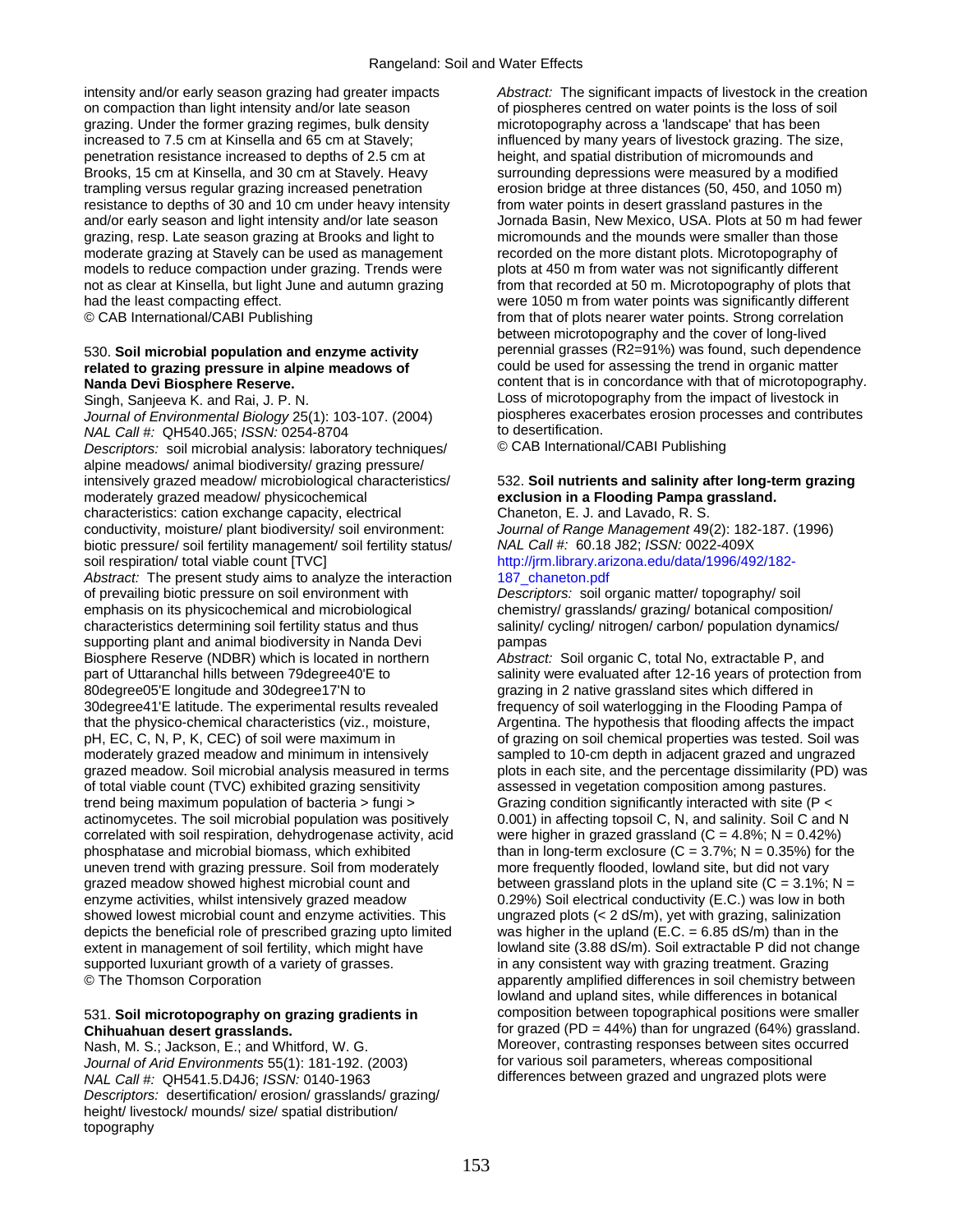intensity and/or early season grazing had greater impacts on compaction than light intensity and/or late season grazing. Under the former grazing regimes, bulk density increased to 7.5 cm at Kinsella and 65 cm at Stavely; penetration resistance increased to depths of 2.5 cm at Brooks, 15 cm at Kinsella, and 30 cm at Stavely. Heavy trampling versus regular grazing increased penetration resistance to depths of 30 and 10 cm under heavy intensity and/or early season and light intensity and/or late season grazing, resp. Late season grazing at Brooks and light to moderate grazing at Stavely can be used as management models to reduce compaction under grazing. Trends were not as clear at Kinsella, but light June and autumn grazing had the least compacting effect.
© CAB International/CABI Publishing

530. **Soil microbial population and enzyme activity related to grazing pressure in alpine meadows of Nanda Devi Biosphere Reserve.**
Singh, Sanjeeva K. and Rai, J. P. N.
*Journal of Environmental Biology* 25(1): 103-107. (2004)
*NAL Call #:* QH540.J65; *ISSN:* 0254-8704
*Descriptors:* soil microbial analysis: laboratory techniques/ alpine meadows/ animal biodiversity/ grazing pressure/ intensively grazed meadow/ microbiological characteristics/ moderately grazed meadow/ physicochemical characteristics: cation exchange capacity, electrical conductivity, moisture/ plant biodiversity/ soil environment: biotic pressure/ soil fertility management/ soil fertility status/ soil respiration/ total viable count [TVC]
*Abstract:* The present study aims to analyze the interaction of prevailing biotic pressure on soil environment with emphasis on its physicochemical and microbiological characteristics determining soil fertility status and thus supporting plant and animal biodiversity in Nanda Devi Biosphere Reserve (NDBR) which is located in northern part of Uttaranchal hills between 79degree40'E to 80degree05'E longitude and 30degree17'N to 30degree41'E latitude. The experimental results revealed that the physico-chemical characteristics (viz., moisture, pH, EC, C, N, P, K, CEC) of soil were maximum in moderately grazed meadow and minimum in intensively grazed meadow. Soil microbial analysis measured in terms of total viable count (TVC) exhibited grazing sensitivity trend being maximum population of bacteria > fungi > actinomycetes. The soil microbial population was positively correlated with soil respiration, dehydrogenase activity, acid phosphatase and microbial biomass, which exhibited uneven trend with grazing pressure. Soil from moderately grazed meadow showed highest microbial count and enzyme activities, whilst intensively grazed meadow showed lowest microbial count and enzyme activities. This depicts the beneficial role of prescribed grazing upto limited extent in management of soil fertility, which might have supported luxuriant growth of a variety of grasses.
© The Thomson Corporation

531. **Soil microtopography on grazing gradients in Chihuahuan desert grasslands.**
Nash, M. S.; Jackson, E.; and Whitford, W. G.
*Journal of Arid Environments* 55(1): 181-192. (2003)
*NAL Call #:* QH541.5.D4J6; *ISSN:* 0140-1963
*Descriptors:* desertification/ erosion/ grasslands/ grazing/ height/ livestock/ mounds/ size/ spatial distribution/ topography
*Abstract:* The significant impacts of livestock in the creation of piospheres centred on water points is the loss of soil microtopography across a 'landscape' that has been influenced by many years of livestock grazing. The size, height, and spatial distribution of micromounds and surrounding depressions were measured by a modified erosion bridge at three distances (50, 450, and 1050 m) from water points in desert grassland pastures in the Jornada Basin, New Mexico, USA. Plots at 50 m had fewer micromounds and the mounds were smaller than those recorded on the more distant plots. Microtopography of plots at 450 m from water was not significantly different from that recorded at 50 m. Microtopography of plots that were 1050 m from water points was significantly different from that of plots nearer water points. Strong correlation between microtopography and the cover of long-lived perennial grasses ($R^2$=91%) was found, such dependence could be used for assessing the trend in organic matter content that is in concordance with that of microtopography. Loss of microtopography from the impact of livestock in piospheres exacerbates erosion processes and contributes to desertification.
© CAB International/CABI Publishing

532. **Soil nutrients and salinity after long-term grazing exclusion in a Flooding Pampa grassland.**
Chaneton, E. J. and Lavado, R. S.
*Journal of Range Management* 49(2): 182-187. (1996)
*NAL Call #:* 60.18 J82; *ISSN:* 0022-409X
http://jrm.library.arizona.edu/data/1996/492/182-187_chaneton.pdf
*Descriptors:* soil organic matter/ topography/ soil chemistry/ grasslands/ grazing/ botanical composition/ salinity/ cycling/ nitrogen/ carbon/ population dynamics/ pampas
*Abstract:* Soil organic C, total No, extractable P, and salinity were evaluated after 12-16 years of protection from grazing in 2 native grassland sites which differed in frequency of soil waterlogging in the Flooding Pampa of Argentina. The hypothesis that flooding affects the impact of grazing on soil chemical properties was tested. Soil was sampled to 10-cm depth in adjacent grazed and ungrazed plots in each site, and the percentage dissimilarity (PD) was assessed in vegetation composition among pastures. Grazing condition significantly interacted with site ($P < 0.001$) in affecting topsoil C, N, and salinity. Soil C and N were higher in grazed grassland (C = 4.8%; N = 0.42%) than in long-term exclosure (C = 3.7%; N = 0.35%) for the more frequently flooded, lowland site, but did not vary between grassland plots in the upland site (C = 3.1%; N = 0.29%) Soil electrical conductivity (E.C.) was low in both ungrazed plots (< 2 dS/m), yet with grazing, salinization was higher in the upland (E.C. = 6.85 dS/m) than in the lowland site (3.88 dS/m). Soil extractable P did not change in any consistent way with grazing treatment. Grazing apparently amplified differences in soil chemistry between lowland and upland sites, while differences in botanical composition between topographical positions were smaller for grazed (PD = 44%) than for ungrazed (64%) grassland. Moreover, contrasting responses between sites occurred for various soil parameters, whereas compositional differences between grazed and ungrazed plots were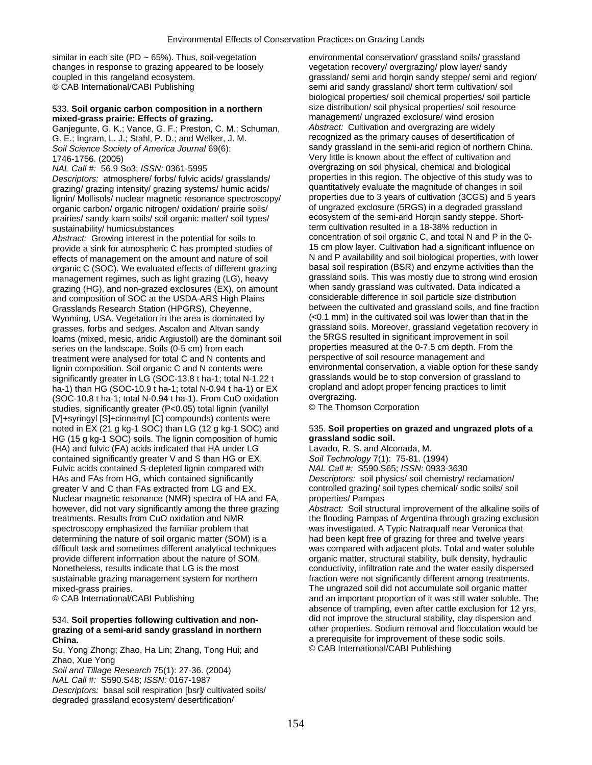similar in each site (PD ~ 65%). Thus, soil-vegetation changes in response to grazing appeared to be loosely coupled in this rangeland ecosystem.
© CAB International/CABI Publishing

533. **Soil organic carbon composition in a northern mixed-grass prairie: Effects of grazing.**
Ganjegunte, G. K.; Vance, G. F.; Preston, C. M.; Schuman, G. E.; Ingram, L. J.; Stahl, P. D.; and Welker, J. M.
*Soil Science Society of America Journal* 69(6): 1746-1756. (2005)
*NAL Call #:* 56.9 So3; *ISSN:* 0361-5995
*Descriptors:* atmosphere/ forbs/ fulvic acids/ grasslands/ grazing/ grazing intensity/ grazing systems/ humic acids/ lignin/ Mollisols/ nuclear magnetic resonance spectroscopy/ organic carbon/ organic nitrogen/ oxidation/ prairie soils/ prairies/ sandy loam soils/ soil organic matter/ soil types/ sustainability/ humicsubstances
*Abstract:* Growing interest in the potential for soils to provide a sink for atmospheric C has prompted studies of effects of management on the amount and nature of soil organic C (SOC). We evaluated effects of different grazing management regimes, such as light grazing (LG), heavy grazing (HG), and non-grazed exclosures (EX), on amount and composition of SOC at the USDA-ARS High Plains Grasslands Research Station (HPGRS), Cheyenne, Wyoming, USA. Vegetation in the area is dominated by grasses, forbs and sedges. Ascalon and Altvan sandy loams (mixed, mesic, aridic Argiustoll) are the dominant soil series on the landscape. Soils (0-5 cm) from each treatment were analysed for total C and N contents and lignin composition. Soil organic C and N contents were significantly greater in LG (SOC-13.8 t ha-1; total N-1.22 t ha-1) than HG (SOC-10.9 t ha-1; total N-0.94 t ha-1) or EX (SOC-10.8 t ha-1; total N-0.94 t ha-1). From CuO oxidation studies, significantly greater ($P<0.05$) total lignin (vanillyl [V]+syringyl [S]+cinnamyl [C] compounds) contents were noted in EX (21 g kg-1 SOC) than LG (12 g kg-1 SOC) and HG (15 g kg-1 SOC) soils. The lignin composition of humic (HA) and fulvic (FA) acids indicated that HA under LG contained significantly greater V and S than HG or EX. Fulvic acids contained S-depleted lignin compared with HAs and FAs from HG, which contained significantly greater V and C than FAs extracted from LG and EX. Nuclear magnetic resonance (NMR) spectra of HA and FA, however, did not vary significantly among the three grazing treatments. Results from CuO oxidation and NMR spectroscopy emphasized the familiar problem that determining the nature of soil organic matter (SOM) is a difficult task and sometimes different analytical techniques provide different information about the nature of SOM. Nonetheless, results indicate that LG is the most sustainable grazing management system for northern mixed-grass prairies.
© CAB International/CABI Publishing

534. **Soil properties following cultivation and non-grazing of a semi-arid sandy grassland in northern China.**
Su, Yong Zhong; Zhao, Ha Lin; Zhang, Tong Hui; and Zhao, Xue Yong
*Soil and Tillage Research* 75(1): 27-36. (2004)
*NAL Call #:* S590.S48; *ISSN:* 0167-1987
*Descriptors:* basal soil respiration [bsr]/ cultivated soils/ degraded grassland ecosystem/ desertification/ environmental conservation/ grassland soils/ grassland vegetation recovery/ overgrazing/ plow layer/ sandy grassland/ semi arid horqin sandy steppe/ semi arid region/ semi arid sandy grassland/ short term cultivation/ soil biological properties/ soil chemical properties/ soil particle size distribution/ soil physical properties/ soil resource management/ ungrazed exclosure/ wind erosion
*Abstract:* Cultivation and overgrazing are widely recognized as the primary causes of desertification of sandy grassland in the semi-arid region of northern China. Very little is known about the effect of cultivation and overgrazing on soil physical, chemical and biological properties in this region. The objective of this study was to quantitatively evaluate the magnitude of changes in soil properties due to 3 years of cultivation (3CGS) and 5 years of ungrazed exclosure (5RGS) in a degraded grassland ecosystem of the semi-arid Horqin sandy steppe. Short-term cultivation resulted in a 18-38% reduction in concentration of soil organic C, and total N and P in the 0-15 cm plow layer. Cultivation had a significant influence on N and P availability and soil biological properties, with lower basal soil respiration (BSR) and enzyme activities than the grassland soils. This was mostly due to strong wind erosion when sandy grassland was cultivated. Data indicated a considerable difference in soil particle size distribution between the cultivated and grassland soils, and fine fraction (<0.1 mm) in the cultivated soil was lower than that in the grassland soils. Moreover, grassland vegetation recovery in the 5RGS resulted in significant improvement in soil properties measured at the 0-7.5 cm depth. From the perspective of soil resource management and environmental conservation, a viable option for these sandy grasslands would be to stop conversion of grassland to cropland and adopt proper fencing practices to limit overgrazing.
© The Thomson Corporation

535. **Soil properties on grazed and ungrazed plots of a grassland sodic soil.**
Lavado, R. S. and Alconada, M.
*Soil Technology* 7(1): 75-81. (1994)
*NAL Call #:* S590.S65; *ISSN:* 0933-3630
*Descriptors:* soil physics/ soil chemistry/ reclamation/ controlled grazing/ soil types chemical/ sodic soils/ soil properties/ Pampas
*Abstract:* Soil structural improvement of the alkaline soils of the flooding Pampas of Argentina through grazing exclusion was investigated. A Typic Natraqualf near Veronica that had been kept free of grazing for three and twelve years was compared with adjacent plots. Total and water soluble organic matter, structural stability, bulk density, hydraulic conductivity, infiltration rate and the water easily dispersed fraction were not significantly different among treatments. The ungrazed soil did not accumulate soil organic matter and an important proportion of it was still water soluble. The absence of trampling, even after cattle exclusion for 12 yrs, did not improve the structural stability, clay dispersion and other properties. Sodium removal and flocculation would be a prerequisite for improvement of these sodic soils.
© CAB International/CABI Publishing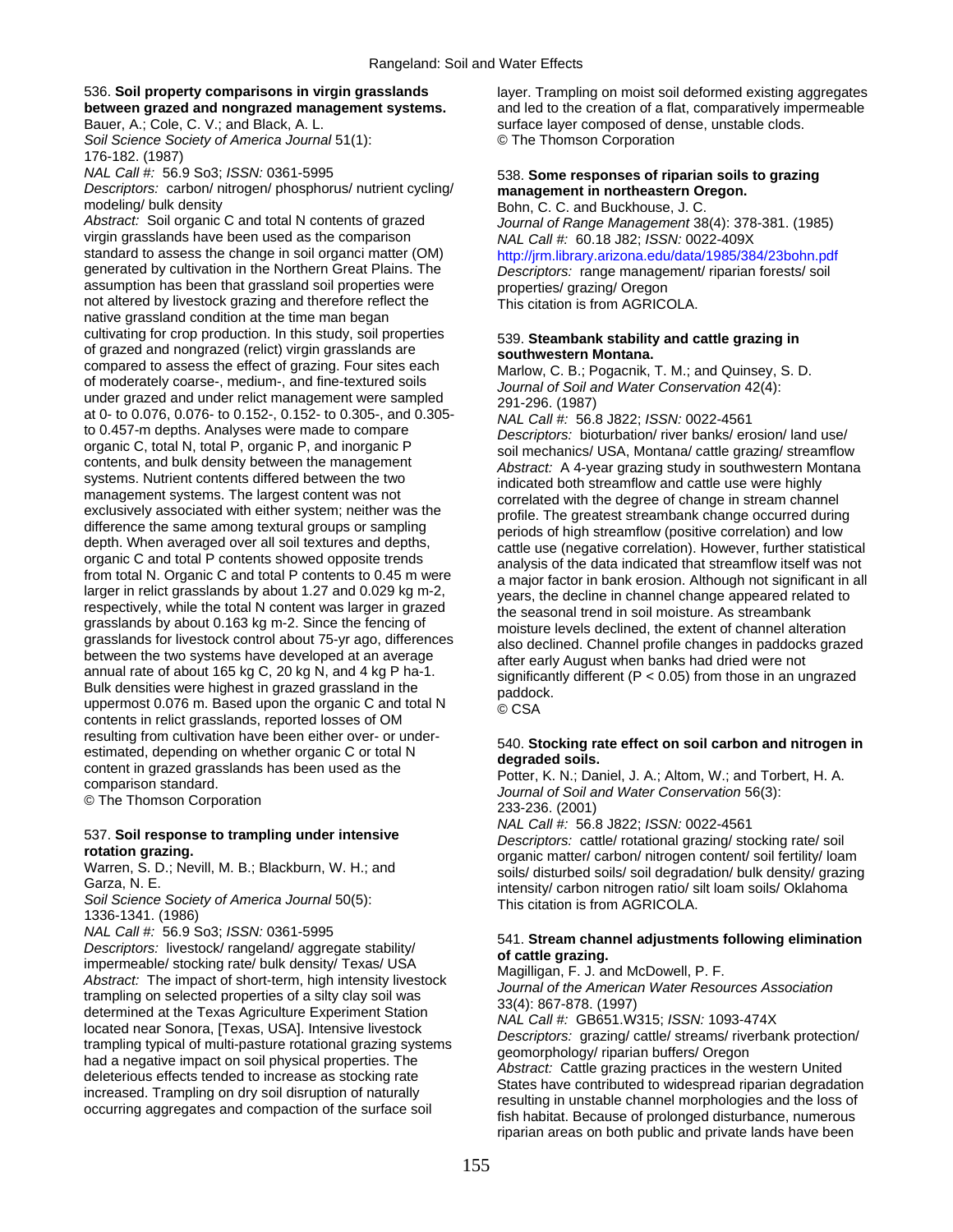536. **Soil property comparisons in virgin grasslands between grazed and nongrazed management systems.**
Bauer, A.; Cole, C. V.; and Black, A. L.
*Soil Science Society of America Journal* 51(1): 176-182. (1987)
*NAL Call #:* 56.9 So3; *ISSN:* 0361-5995
*Descriptors:* carbon/ nitrogen/ phosphorus/ nutrient cycling/ modeling/ bulk density
*Abstract:* Soil organic C and total N contents of grazed virgin grasslands have been used as the comparison standard to assess the change in soil organci matter (OM) generated by cultivation in the Northern Great Plains. The assumption has been that grassland soil properties were not altered by livestock grazing and therefore reflect the native grassland condition at the time man began cultivating for crop production. In this study, soil properties of grazed and nongrazed (relict) virgin grasslands are compared to assess the effect of grazing. Four sites each of moderately coarse-, medium-, and fine-textured soils under grazed and under relict management were sampled at 0- to 0.076, 0.076- to 0.152-, 0.152- to 0.305-, and 0.305- to 0.457-m depths. Analyses were made to compare organic C, total N, total P, organic P, and inorganic P contents, and bulk density between the management systems. Nutrient contents differed between the two management systems. The largest content was not exclusively associated with either system; neither was the difference the same among textural groups or sampling depth. When averaged over all soil textures and depths, organic C and total P contents showed opposite trends from total N. Organic C and total P contents to 0.45 m were larger in relict grasslands by about 1.27 and 0.029 kg m-2, respectively, while the total N content was larger in grazed grasslands by about 0.163 kg m-2. Since the fencing of grasslands for livestock control about 75-yr ago, differences between the two systems have developed at an average annual rate of about 165 kg C, 20 kg N, and 4 kg P ha-1. Bulk densities were highest in grazed grassland in the uppermost 0.076 m. Based upon the organic C and total N contents in relict grasslands, reported losses of OM resulting from cultivation have been either over- or under-estimated, depending on whether organic C or total N content in grazed grasslands has been used as the comparison standard.
© The Thomson Corporation

537. **Soil response to trampling under intensive rotation grazing.**
Warren, S. D.; Nevill, M. B.; Blackburn, W. H.; and Garza, N. E.
*Soil Science Society of America Journal* 50(5): 1336-1341. (1986)
*NAL Call #:* 56.9 So3; *ISSN:* 0361-5995
*Descriptors:* livestock/ rangeland/ aggregate stability/ impermeable/ stocking rate/ bulk density/ Texas/ USA
*Abstract:* The impact of short-term, high intensity livestock trampling on selected properties of a silty clay soil was determined at the Texas Agriculture Experiment Station located near Sonora, [Texas, USA]. Intensive livestock trampling typical of multi-pasture rotational grazing systems had a negative impact on soil physical properties. The deleterious effects tended to increase as stocking rate increased. Trampling on dry soil disruption of naturally occurring aggregates and compaction of the surface soil layer. Trampling on moist soil deformed existing aggregates and led to the creation of a flat, comparatively impermeable surface layer composed of dense, unstable clods.
© The Thomson Corporation

538. **Some responses of riparian soils to grazing management in northeastern Oregon.**
Bohn, C. C. and Buckhouse, J. C.
*Journal of Range Management* 38(4): 378-381. (1985)
*NAL Call #:* 60.18 J82; *ISSN:* 0022-409X
http://jrm.library.arizona.edu/data/1985/384/23bohn.pdf
*Descriptors:* range management/ riparian forests/ soil properties/ grazing/ Oregon
This citation is from AGRICOLA.

539. **Steambank stability and cattle grazing in southwestern Montana.**
Marlow, C. B.; Pogacnik, T. M.; and Quinsey, S. D.
*Journal of Soil and Water Conservation* 42(4): 291-296. (1987)
*NAL Call #:* 56.8 J822; *ISSN:* 0022-4561
*Descriptors:* bioturbation/ river banks/ erosion/ land use/ soil mechanics/ USA, Montana/ cattle grazing/ streamflow
*Abstract:* A 4-year grazing study in southwestern Montana indicated both streamflow and cattle use were highly correlated with the degree of change in stream channel profile. The greatest streambank change occurred during periods of high streamflow (positive correlation) and low cattle use (negative correlation). However, further statistical analysis of the data indicated that streamflow itself was not a major factor in bank erosion. Although not significant in all years, the decline in channel change appeared related to the seasonal trend in soil moisture. As streambank moisture levels declined, the extent of channel alteration also declined. Channel profile changes in paddocks grazed after early August when banks had dried were not significantly different ($P < 0.05$) from those in an ungrazed paddock.
© CSA

540. **Stocking rate effect on soil carbon and nitrogen in degraded soils.**
Potter, K. N.; Daniel, J. A.; Altom, W.; and Torbert, H. A.
*Journal of Soil and Water Conservation* 56(3): 233-236. (2001)
*NAL Call #:* 56.8 J822; *ISSN:* 0022-4561
*Descriptors:* cattle/ rotational grazing/ stocking rate/ soil organic matter/ carbon/ nitrogen content/ soil fertility/ loam soils/ disturbed soils/ soil degradation/ bulk density/ grazing intensity/ carbon nitrogen ratio/ silt loam soils/ Oklahoma
This citation is from AGRICOLA.

541. **Stream channel adjustments following elimination of cattle grazing.**
Magilligan, F. J. and McDowell, P. F.
*Journal of the American Water Resources Association* 33(4): 867-878. (1997)
*NAL Call #:* GB651.W315; *ISSN:* 1093-474X
*Descriptors:* grazing/ cattle/ streams/ riverbank protection/ geomorphology/ riparian buffers/ Oregon
*Abstract:* Cattle grazing practices in the western United States have contributed to widespread riparian degradation resulting in unstable channel morphologies and the loss of fish habitat. Because of prolonged disturbance, numerous riparian areas on both public and private lands have been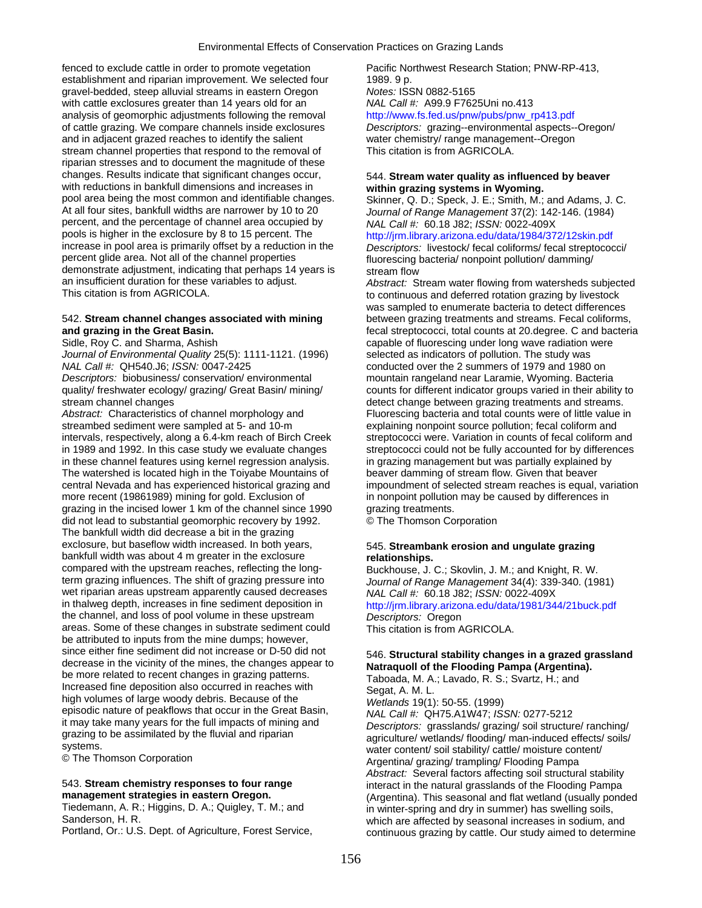fenced to exclude cattle in order to promote vegetation establishment and riparian improvement. We selected four gravel-bedded, steep alluvial streams in eastern Oregon with cattle exclosures greater than 14 years old for an analysis of geomorphic adjustments following the removal of cattle grazing. We compare channels inside exclosures and in adjacent grazed reaches to identify the salient stream channel properties that respond to the removal of riparian stresses and to document the magnitude of these changes. Results indicate that significant changes occur, with reductions in bankfull dimensions and increases in pool area being the most common and identifiable changes. At all four sites, bankfull widths are narrower by 10 to 20 percent, and the percentage of channel area occupied by pools is higher in the exclosure by 8 to 15 percent. The increase in pool area is primarily offset by a reduction in the percent glide area. Not all of the channel properties demonstrate adjustment, indicating that perhaps 14 years is an insufficient duration for these variables to adjust.
This citation is from AGRICOLA.

542. **Stream channel changes associated with mining and grazing in the Great Basin.**
Sidle, Roy C. and Sharma, Ashish
*Journal of Environmental Quality* 25(5): 1111-1121. (1996)
*NAL Call #:* QH540.J6; *ISSN:* 0047-2425
*Descriptors:* biobusiness/ conservation/ environmental quality/ freshwater ecology/ grazing/ Great Basin/ mining/ stream channel changes
*Abstract:* Characteristics of channel morphology and streambed sediment were sampled at 5- and 10-m intervals, respectively, along a 6.4-km reach of Birch Creek in 1989 and 1992. In this case study we evaluate changes in these channel features using kernel regression analysis. The watershed is located high in the Toiyabe Mountains of central Nevada and has experienced historical grazing and more recent (19861989) mining for gold. Exclusion of grazing in the incised lower 1 km of the channel since 1990 did not lead to substantial geomorphic recovery by 1992. The bankfull width did decrease a bit in the grazing exclosure, but baseflow width increased. In both years, bankfull width was about 4 m greater in the exclosure compared with the upstream reaches, reflecting the long-term grazing influences. The shift of grazing pressure into wet riparian areas upstream apparently caused decreases in thalweg depth, increases in fine sediment deposition in the channel, and loss of pool volume in these upstream areas. Some of these changes in substrate sediment could be attributed to inputs from the mine dumps; however, since either fine sediment did not increase or D-50 did not decrease in the vicinity of the mines, the changes appear to be more related to recent changes in grazing patterns. Increased fine deposition also occurred in reaches with high volumes of large woody debris. Because of the episodic nature of peakflows that occur in the Great Basin, it may take many years for the full impacts of mining and grazing to be assimilated by the fluvial and riparian systems.
© The Thomson Corporation

543. **Stream chemistry responses to four range management strategies in eastern Oregon.**
Tiedemann, A. R.; Higgins, D. A.; Quigley, T. M.; and Sanderson, H. R.
Portland, Or.: U.S. Dept. of Agriculture, Forest Service, Pacific Northwest Research Station; PNW-RP-413, 1989. 9 p.
*Notes:* ISSN 0882-5165
*NAL Call #:* A99.9 F7625Uni no.413
http://www.fs.fed.us/pnw/pubs/pnw_rp413.pdf
*Descriptors:* grazing--environmental aspects--Oregon/ water chemistry/ range management--Oregon
This citation is from AGRICOLA.

544. **Stream water quality as influenced by beaver within grazing systems in Wyoming.**
Skinner, Q. D.; Speck, J. E.; Smith, M.; and Adams, J. C.
*Journal of Range Management* 37(2): 142-146. (1984)
*NAL Call #:* 60.18 J82; *ISSN:* 0022-409X
http://jrm.library.arizona.edu/data/1984/372/12skin.pdf
*Descriptors:* livestock/ fecal coliforms/ fecal streptococci/ fluorescing bacteria/ nonpoint pollution/ damming/ stream flow
*Abstract:* Stream water flowing from watersheds subjected to continuous and deferred rotation grazing by livestock was sampled to enumerate bacteria to detect differences between grazing treatments and streams. Fecal coliforms, fecal streptococci, total counts at 20.degree. C and bacteria capable of fluorescing under long wave radiation were selected as indicators of pollution. The study was conducted over the 2 summers of 1979 and 1980 on mountain rangeland near Laramie, Wyoming. Bacteria counts for different indicator groups varied in their ability to detect change between grazing treatments and streams. Fluorescing bacteria and total counts were of little value in explaining nonpoint source pollution; fecal coliform and streptococci were. Variation in counts of fecal coliform and streptococci could not be fully accounted for by differences in grazing management but was partially explained by beaver damming of stream flow. Given that beaver impoundment of selected stream reaches is equal, variation in nonpoint pollution may be caused by differences in grazing treatments.
© The Thomson Corporation

545. **Streambank erosion and ungulate grazing relationships.**
Buckhouse, J. C.; Skovlin, J. M.; and Knight, R. W.
*Journal of Range Management* 34(4): 339-340. (1981)
*NAL Call #:* 60.18 J82; *ISSN:* 0022-409X
http://jrm.library.arizona.edu/data/1981/344/21buck.pdf
*Descriptors:* Oregon
This citation is from AGRICOLA.

546. **Structural stability changes in a grazed grassland Natraquoll of the Flooding Pampa (Argentina).**
Taboada, M. A.; Lavado, R. S.; Svartz, H.; and Segat, A. M. L.
*Wetlands* 19(1): 50-55. (1999)
*NAL Call #:* QH75.A1W47; *ISSN:* 0277-5212
*Descriptors:* grasslands/ grazing/ soil structure/ ranching/ agriculture/ wetlands/ flooding/ man-induced effects/ soils/ water content/ soil stability/ moisture content/ Argentina/ grazing/ trampling/ Flooding Pampa
*Abstract:* Several factors affecting soil structural stability interact in the natural grasslands of the Flooding Pampa (Argentina). This seasonal and flat wetland (usually ponded in winter-spring and dry in summer) has swelling soils, which are affected by seasonal increases in sodium, and continuous grazing by cattle. Our study aimed to determine